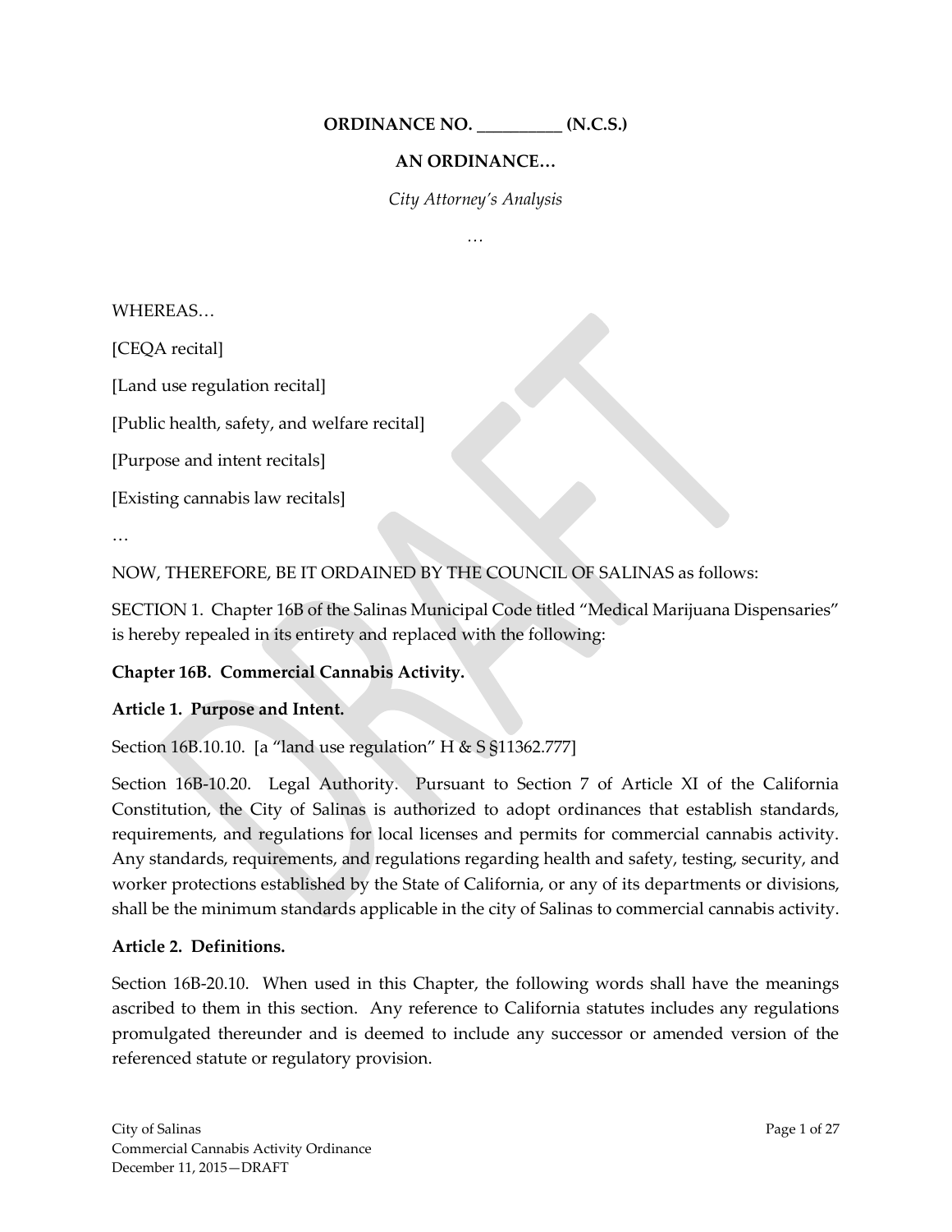**ORDINANCE NO. __________ (N.C.S.)**

**AN ORDINANCE…**

*City Attorney's Analysis*

…

WHEREAS…

[CEQA recital]

[Land use regulation recital]

[Public health, safety, and welfare recital]

[Purpose and intent recitals]

[Existing cannabis law recitals]

…

NOW, THEREFORE, BE IT ORDAINED BY THE COUNCIL OF SALINAS as follows:

SECTION 1. Chapter 16B of the Salinas Municipal Code titled "Medical Marijuana Dispensaries" is hereby repealed in its entirety and replaced with the following:

**Chapter 16B. Commercial Cannabis Activity.**

**Article 1. Purpose and Intent.**

Section 16B.10.10. [a "land use regulation" H & S §11362.777]

Section 16B-10.20. Legal Authority. Pursuant to Section 7 of Article XI of the California Constitution, the City of Salinas is authorized to adopt ordinances that establish standards, requirements, and regulations for local licenses and permits for commercial cannabis activity. Any standards, requirements, and regulations regarding health and safety, testing, security, and worker protections established by the State of California, or any of its departments or divisions, shall be the minimum standards applicable in the city of Salinas to commercial cannabis activity.

**Article 2. Definitions.**

Section 16B-20.10. When used in this Chapter, the following words shall have the meanings ascribed to them in this section. Any reference to California statutes includes any regulations promulgated thereunder and is deemed to include any successor or amended version of the referenced statute or regulatory provision.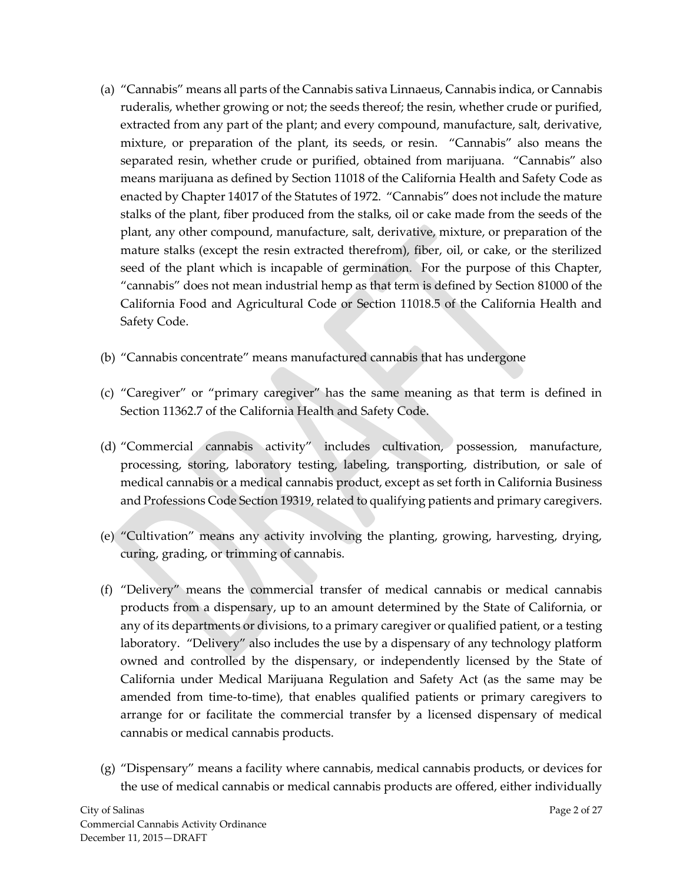(a) "Cannabis" means all parts of the Cannabis sativa Linnaeus, Cannabis indica, or Cannabis ruderalis, whether growing or not; the seeds thereof; the resin, whether crude or purified, extracted from any part of the plant; and every compound, manufacture, salt, derivative, mixture, or preparation of the plant, its seeds, or resin. "Cannabis" also means the separated resin, whether crude or purified, obtained from marijuana. "Cannabis" also means marijuana as defined by Section 11018 of the California Health and Safety Code as enacted by Chapter 14017 of the Statutes of 1972. "Cannabis" does not include the mature stalks of the plant, fiber produced from the stalks, oil or cake made from the seeds of the plant, any other compound, manufacture, salt, derivative, mixture, or preparation of the mature stalks (except the resin extracted therefrom), fiber, oil, or cake, or the sterilized seed of the plant which is incapable of germination. For the purpose of this Chapter, "cannabis" does not mean industrial hemp as that term is defined by Section 81000 of the California Food and Agricultural Code or Section 11018.5 of the California Health and Safety Code.

(b) "Cannabis concentrate" means manufactured cannabis that has undergone

(c) "Caregiver" or "primary caregiver" has the same meaning as that term is defined in Section 11362.7 of the California Health and Safety Code.

(d) "Commercial cannabis activity" includes cultivation, possession, manufacture, processing, storing, laboratory testing, labeling, transporting, distribution, or sale of medical cannabis or a medical cannabis product, except as set forth in California Business and Professions Code Section 19319, related to qualifying patients and primary caregivers.

(e) "Cultivation" means any activity involving the planting, growing, harvesting, drying, curing, grading, or trimming of cannabis.

(f) "Delivery" means the commercial transfer of medical cannabis or medical cannabis products from a dispensary, up to an amount determined by the State of California, or any of its departments or divisions, to a primary caregiver or qualified patient, or a testing laboratory. "Delivery" also includes the use by a dispensary of any technology platform owned and controlled by the dispensary, or independently licensed by the State of California under Medical Marijuana Regulation and Safety Act (as the same may be amended from time-to-time), that enables qualified patients or primary caregivers to arrange for or facilitate the commercial transfer by a licensed dispensary of medical cannabis or medical cannabis products.

(g) "Dispensary" means a facility where cannabis, medical cannabis products, or devices for the use of medical cannabis or medical cannabis products are offered, either individually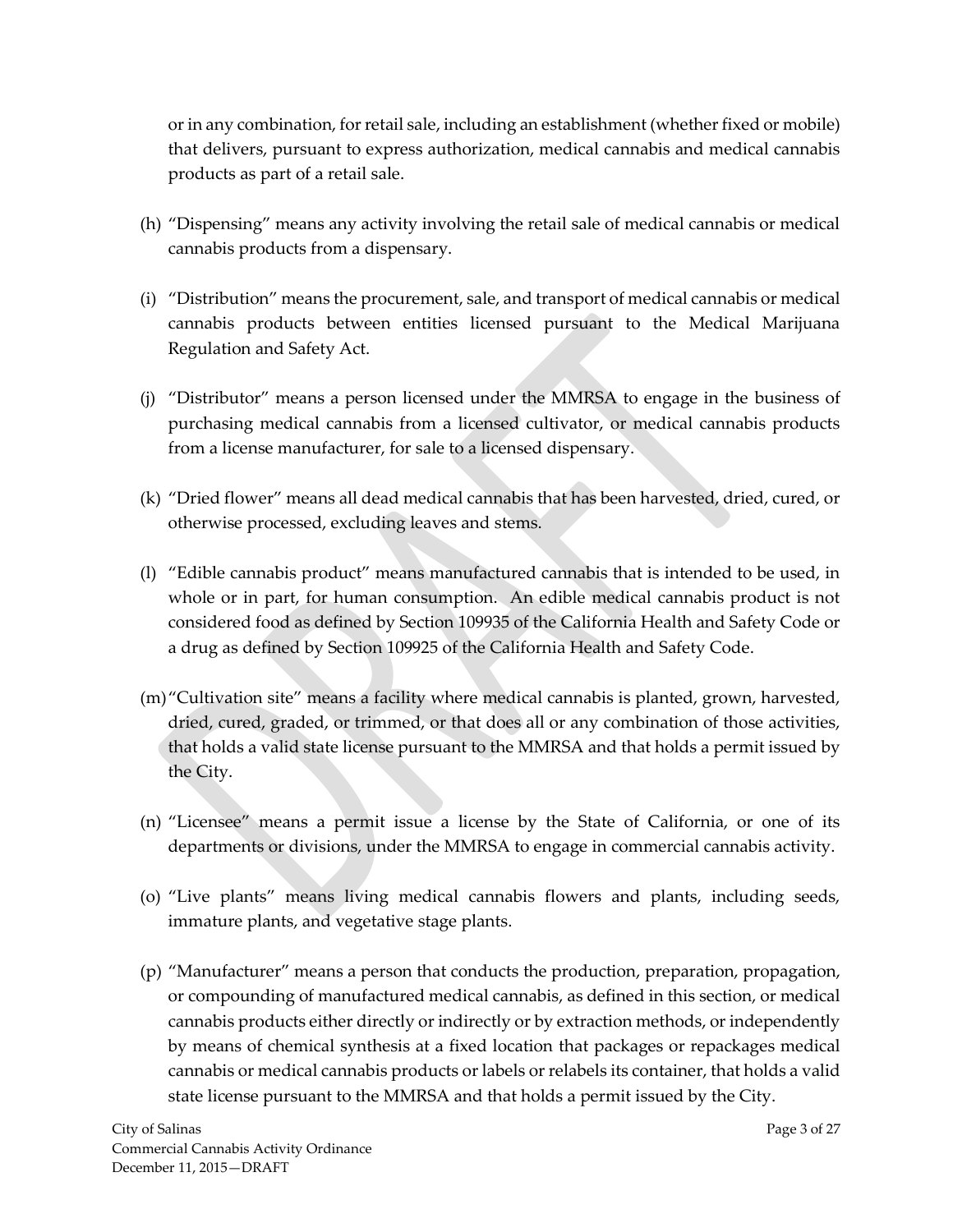or in any combination, for retail sale, including an establishment (whether fixed or mobile) that delivers, pursuant to express authorization, medical cannabis and medical cannabis products as part of a retail sale.

(h) "Dispensing" means any activity involving the retail sale of medical cannabis or medical cannabis products from a dispensary.

(i) "Distribution" means the procurement, sale, and transport of medical cannabis or medical cannabis products between entities licensed pursuant to the Medical Marijuana Regulation and Safety Act.

(j) "Distributor" means a person licensed under the MMRSA to engage in the business of purchasing medical cannabis from a licensed cultivator, or medical cannabis products from a license manufacturer, for sale to a licensed dispensary.

(k) "Dried flower" means all dead medical cannabis that has been harvested, dried, cured, or otherwise processed, excluding leaves and stems.

(l) "Edible cannabis product" means manufactured cannabis that is intended to be used, in whole or in part, for human consumption. An edible medical cannabis product is not considered food as defined by Section 109935 of the California Health and Safety Code or a drug as defined by Section 109925 of the California Health and Safety Code.

(m) "Cultivation site" means a facility where medical cannabis is planted, grown, harvested, dried, cured, graded, or trimmed, or that does all or any combination of those activities, that holds a valid state license pursuant to the MMRSA and that holds a permit issued by the City.

(n) "Licensee" means a permit issue a license by the State of California, or one of its departments or divisions, under the MMRSA to engage in commercial cannabis activity.

(o) "Live plants" means living medical cannabis flowers and plants, including seeds, immature plants, and vegetative stage plants.

(p) "Manufacturer" means a person that conducts the production, preparation, propagation, or compounding of manufactured medical cannabis, as defined in this section, or medical cannabis products either directly or indirectly or by extraction methods, or independently by means of chemical synthesis at a fixed location that packages or repackages medical cannabis or medical cannabis products or labels or relabels its container, that holds a valid state license pursuant to the MMRSA and that holds a permit issued by the City.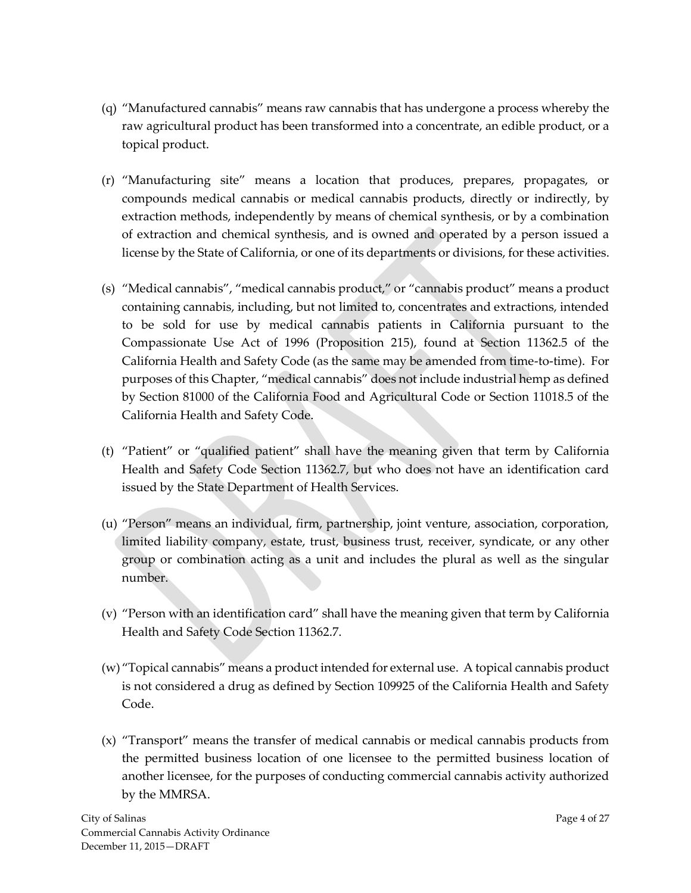(q) "Manufactured cannabis" means raw cannabis that has undergone a process whereby the raw agricultural product has been transformed into a concentrate, an edible product, or a topical product.

(r) "Manufacturing site" means a location that produces, prepares, propagates, or compounds medical cannabis or medical cannabis products, directly or indirectly, by extraction methods, independently by means of chemical synthesis, or by a combination of extraction and chemical synthesis, and is owned and operated by a person issued a license by the State of California, or one of its departments or divisions, for these activities.

(s) "Medical cannabis", "medical cannabis product," or "cannabis product" means a product containing cannabis, including, but not limited to, concentrates and extractions, intended to be sold for use by medical cannabis patients in California pursuant to the Compassionate Use Act of 1996 (Proposition 215), found at Section 11362.5 of the California Health and Safety Code (as the same may be amended from time-to-time). For purposes of this Chapter, "medical cannabis" does not include industrial hemp as defined by Section 81000 of the California Food and Agricultural Code or Section 11018.5 of the California Health and Safety Code.

(t) "Patient" or "qualified patient" shall have the meaning given that term by California Health and Safety Code Section 11362.7, but who does not have an identification card issued by the State Department of Health Services.

(u) "Person" means an individual, firm, partnership, joint venture, association, corporation, limited liability company, estate, trust, business trust, receiver, syndicate, or any other group or combination acting as a unit and includes the plural as well as the singular number.

(v) "Person with an identification card" shall have the meaning given that term by California Health and Safety Code Section 11362.7.

(w) "Topical cannabis" means a product intended for external use. A topical cannabis product is not considered a drug as defined by Section 109925 of the California Health and Safety Code.

(x) "Transport" means the transfer of medical cannabis or medical cannabis products from the permitted business location of one licensee to the permitted business location of another licensee, for the purposes of conducting commercial cannabis activity authorized by the MMRSA.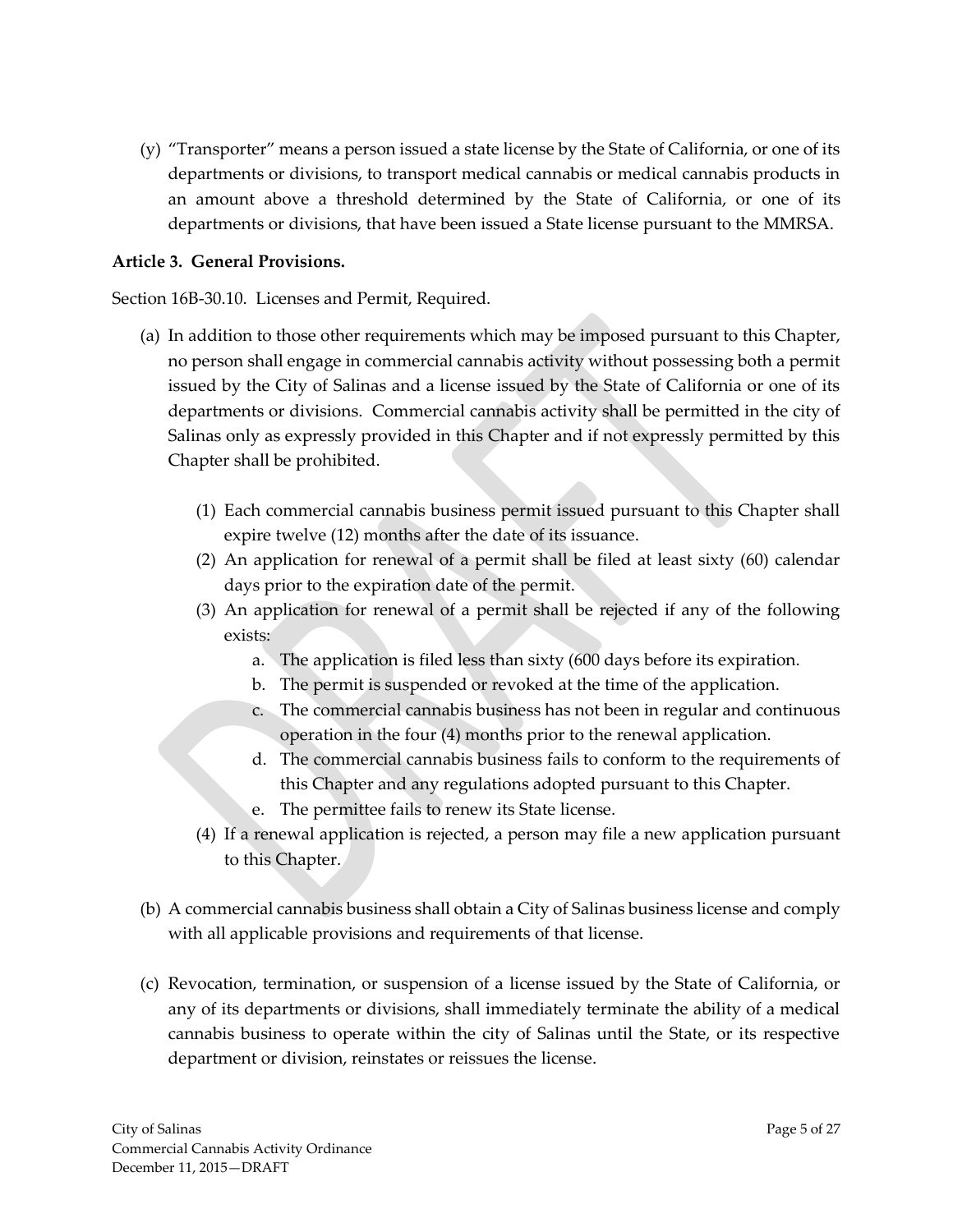(y) "Transporter" means a person issued a state license by the State of California, or one of its departments or divisions, to transport medical cannabis or medical cannabis products in an amount above a threshold determined by the State of California, or one of its departments or divisions, that have been issued a State license pursuant to the MMRSA.

**Article 3. General Provisions.**

Section 16B-30.10. Licenses and Permit, Required.

(a) In addition to those other requirements which may be imposed pursuant to this Chapter, no person shall engage in commercial cannabis activity without possessing both a permit issued by the City of Salinas and a license issued by the State of California or one of its departments or divisions. Commercial cannabis activity shall be permitted in the city of Salinas only as expressly provided in this Chapter and if not expressly permitted by this Chapter shall be prohibited.

   (1) Each commercial cannabis business permit issued pursuant to this Chapter shall expire twelve (12) months after the date of its issuance.
   (2) An application for renewal of a permit shall be filed at least sixty (60) calendar days prior to the expiration date of the permit.
   (3) An application for renewal of a permit shall be rejected if any of the following exists:
      a. The application is filed less than sixty (600 days before its expiration.
      b. The permit is suspended or revoked at the time of the application.
      c. The commercial cannabis business has not been in regular and continuous operation in the four (4) months prior to the renewal application.
      d. The commercial cannabis business fails to conform to the requirements of this Chapter and any regulations adopted pursuant to this Chapter.
      e. The permittee fails to renew its State license.
   (4) If a renewal application is rejected, a person may file a new application pursuant to this Chapter.

(b) A commercial cannabis business shall obtain a City of Salinas business license and comply with all applicable provisions and requirements of that license.

(c) Revocation, termination, or suspension of a license issued by the State of California, or any of its departments or divisions, shall immediately terminate the ability of a medical cannabis business to operate within the city of Salinas until the State, or its respective department or division, reinstates or reissues the license.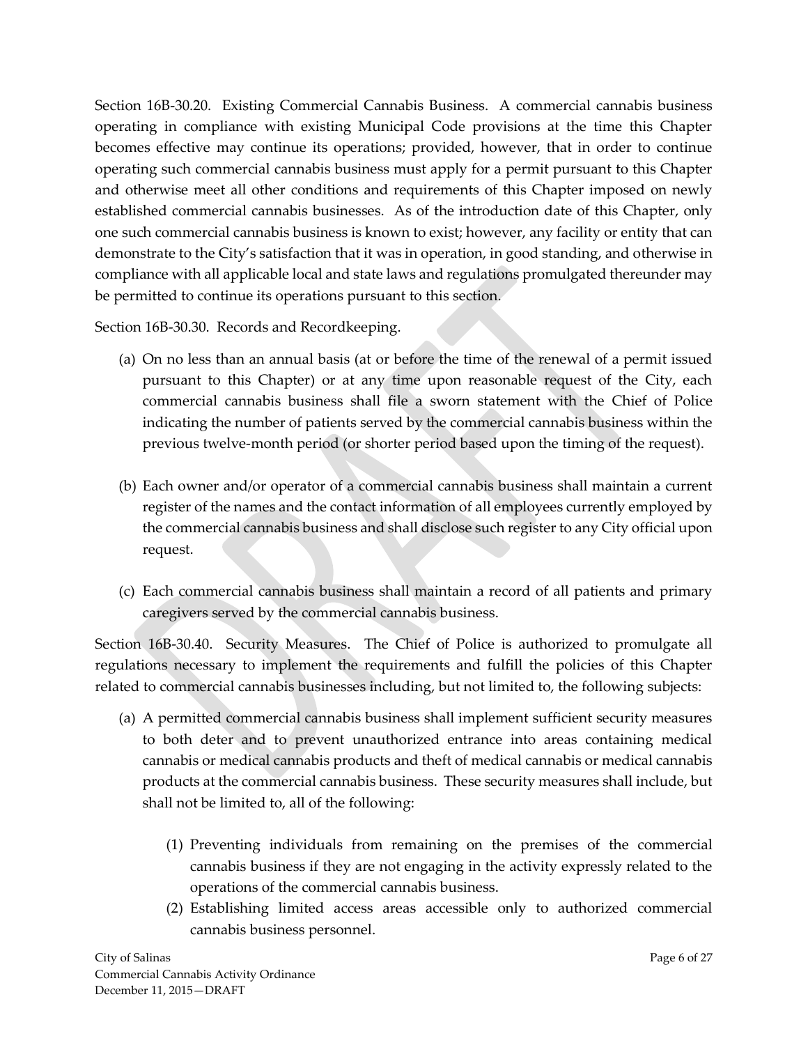Section 16B-30.20. Existing Commercial Cannabis Business. A commercial cannabis business operating in compliance with existing Municipal Code provisions at the time this Chapter becomes effective may continue its operations; provided, however, that in order to continue operating such commercial cannabis business must apply for a permit pursuant to this Chapter and otherwise meet all other conditions and requirements of this Chapter imposed on newly established commercial cannabis businesses. As of the introduction date of this Chapter, only one such commercial cannabis business is known to exist; however, any facility or entity that can demonstrate to the City's satisfaction that it was in operation, in good standing, and otherwise in compliance with all applicable local and state laws and regulations promulgated thereunder may be permitted to continue its operations pursuant to this section.

Section 16B-30.30. Records and Recordkeeping.

(a) On no less than an annual basis (at or before the time of the renewal of a permit issued pursuant to this Chapter) or at any time upon reasonable request of the City, each commercial cannabis business shall file a sworn statement with the Chief of Police indicating the number of patients served by the commercial cannabis business within the previous twelve-month period (or shorter period based upon the timing of the request).

(b) Each owner and/or operator of a commercial cannabis business shall maintain a current register of the names and the contact information of all employees currently employed by the commercial cannabis business and shall disclose such register to any City official upon request.

(c) Each commercial cannabis business shall maintain a record of all patients and primary caregivers served by the commercial cannabis business.

Section 16B-30.40. Security Measures. The Chief of Police is authorized to promulgate all regulations necessary to implement the requirements and fulfill the policies of this Chapter related to commercial cannabis businesses including, but not limited to, the following subjects:

(a) A permitted commercial cannabis business shall implement sufficient security measures to both deter and to prevent unauthorized entrance into areas containing medical cannabis or medical cannabis products and theft of medical cannabis or medical cannabis products at the commercial cannabis business. These security measures shall include, but shall not be limited to, all of the following:

   (1) Preventing individuals from remaining on the premises of the commercial cannabis business if they are not engaging in the activity expressly related to the operations of the commercial cannabis business.
   (2) Establishing limited access areas accessible only to authorized commercial cannabis business personnel.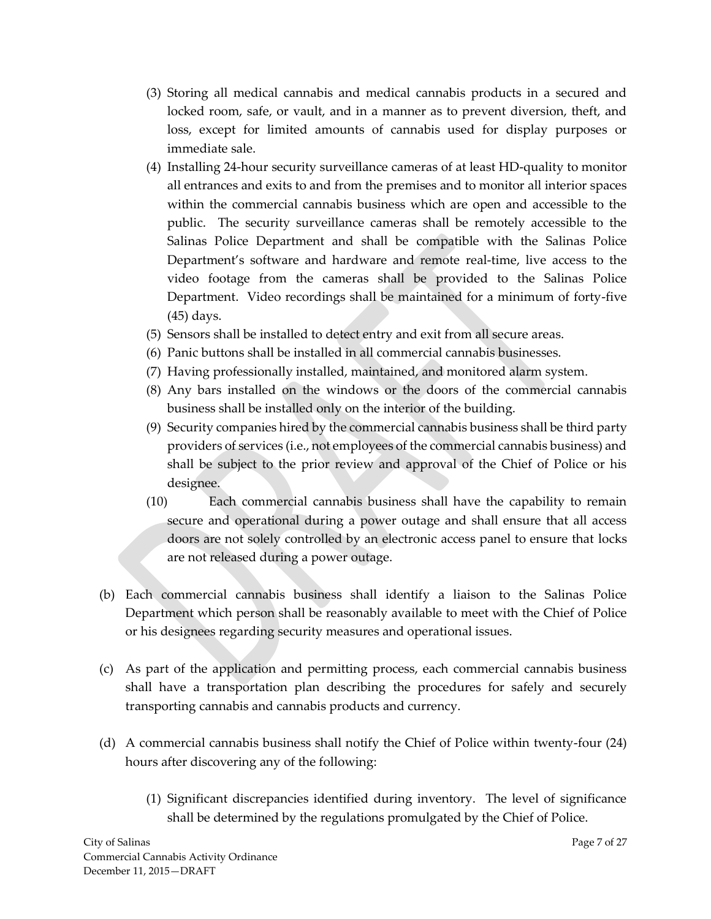(3) Storing all medical cannabis and medical cannabis products in a secured and locked room, safe, or vault, and in a manner as to prevent diversion, theft, and loss, except for limited amounts of cannabis used for display purposes or immediate sale.

(4) Installing 24-hour security surveillance cameras of at least HD-quality to monitor all entrances and exits to and from the premises and to monitor all interior spaces within the commercial cannabis business which are open and accessible to the public. The security surveillance cameras shall be remotely accessible to the Salinas Police Department and shall be compatible with the Salinas Police Department's software and hardware and remote real-time, live access to the video footage from the cameras shall be provided to the Salinas Police Department. Video recordings shall be maintained for a minimum of forty-five (45) days.

(5) Sensors shall be installed to detect entry and exit from all secure areas.

(6) Panic buttons shall be installed in all commercial cannabis businesses.

(7) Having professionally installed, maintained, and monitored alarm system.

(8) Any bars installed on the windows or the doors of the commercial cannabis business shall be installed only on the interior of the building.

(9) Security companies hired by the commercial cannabis business shall be third party providers of services (i.e., not employees of the commercial cannabis business) and shall be subject to the prior review and approval of the Chief of Police or his designee.

(10) Each commercial cannabis business shall have the capability to remain secure and operational during a power outage and shall ensure that all access doors are not solely controlled by an electronic access panel to ensure that locks are not released during a power outage.

(b) Each commercial cannabis business shall identify a liaison to the Salinas Police Department which person shall be reasonably available to meet with the Chief of Police or his designees regarding security measures and operational issues.

(c) As part of the application and permitting process, each commercial cannabis business shall have a transportation plan describing the procedures for safely and securely transporting cannabis and cannabis products and currency.

(d) A commercial cannabis business shall notify the Chief of Police within twenty-four (24) hours after discovering any of the following:

(1) Significant discrepancies identified during inventory. The level of significance shall be determined by the regulations promulgated by the Chief of Police.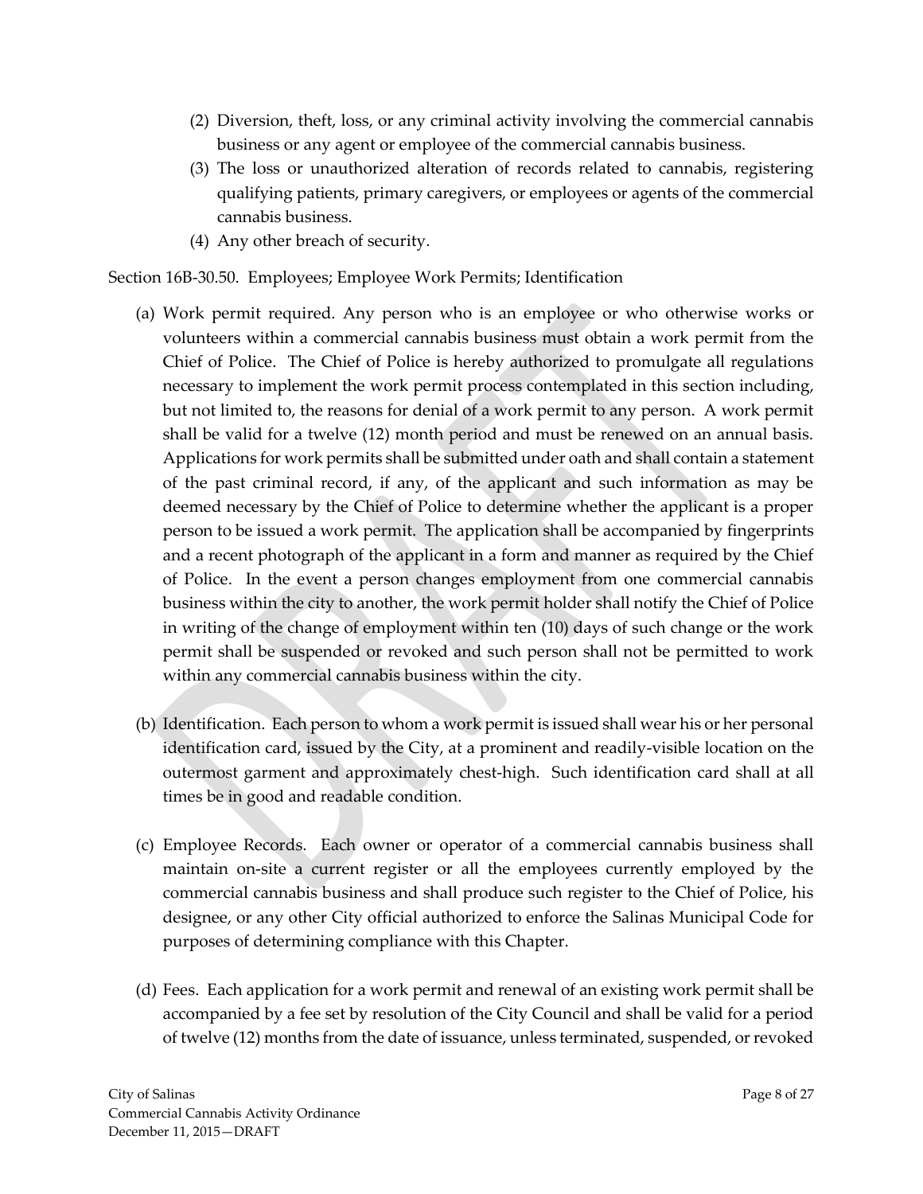(2) Diversion, theft, loss, or any criminal activity involving the commercial cannabis business or any agent or employee of the commercial cannabis business.

(3) The loss or unauthorized alteration of records related to cannabis, registering qualifying patients, primary caregivers, or employees or agents of the commercial cannabis business.

(4) Any other breach of security.

Section 16B-30.50. Employees; Employee Work Permits; Identification

(a) Work permit required. Any person who is an employee or who otherwise works or volunteers within a commercial cannabis business must obtain a work permit from the Chief of Police. The Chief of Police is hereby authorized to promulgate all regulations necessary to implement the work permit process contemplated in this section including, but not limited to, the reasons for denial of a work permit to any person. A work permit shall be valid for a twelve (12) month period and must be renewed on an annual basis. Applications for work permits shall be submitted under oath and shall contain a statement of the past criminal record, if any, of the applicant and such information as may be deemed necessary by the Chief of Police to determine whether the applicant is a proper person to be issued a work permit. The application shall be accompanied by fingerprints and a recent photograph of the applicant in a form and manner as required by the Chief of Police. In the event a person changes employment from one commercial cannabis business within the city to another, the work permit holder shall notify the Chief of Police in writing of the change of employment within ten (10) days of such change or the work permit shall be suspended or revoked and such person shall not be permitted to work within any commercial cannabis business within the city.

(b) Identification. Each person to whom a work permit is issued shall wear his or her personal identification card, issued by the City, at a prominent and readily-visible location on the outermost garment and approximately chest-high. Such identification card shall at all times be in good and readable condition.

(c) Employee Records. Each owner or operator of a commercial cannabis business shall maintain on-site a current register or all the employees currently employed by the commercial cannabis business and shall produce such register to the Chief of Police, his designee, or any other City official authorized to enforce the Salinas Municipal Code for purposes of determining compliance with this Chapter.

(d) Fees. Each application for a work permit and renewal of an existing work permit shall be accompanied by a fee set by resolution of the City Council and shall be valid for a period of twelve (12) months from the date of issuance, unless terminated, suspended, or revoked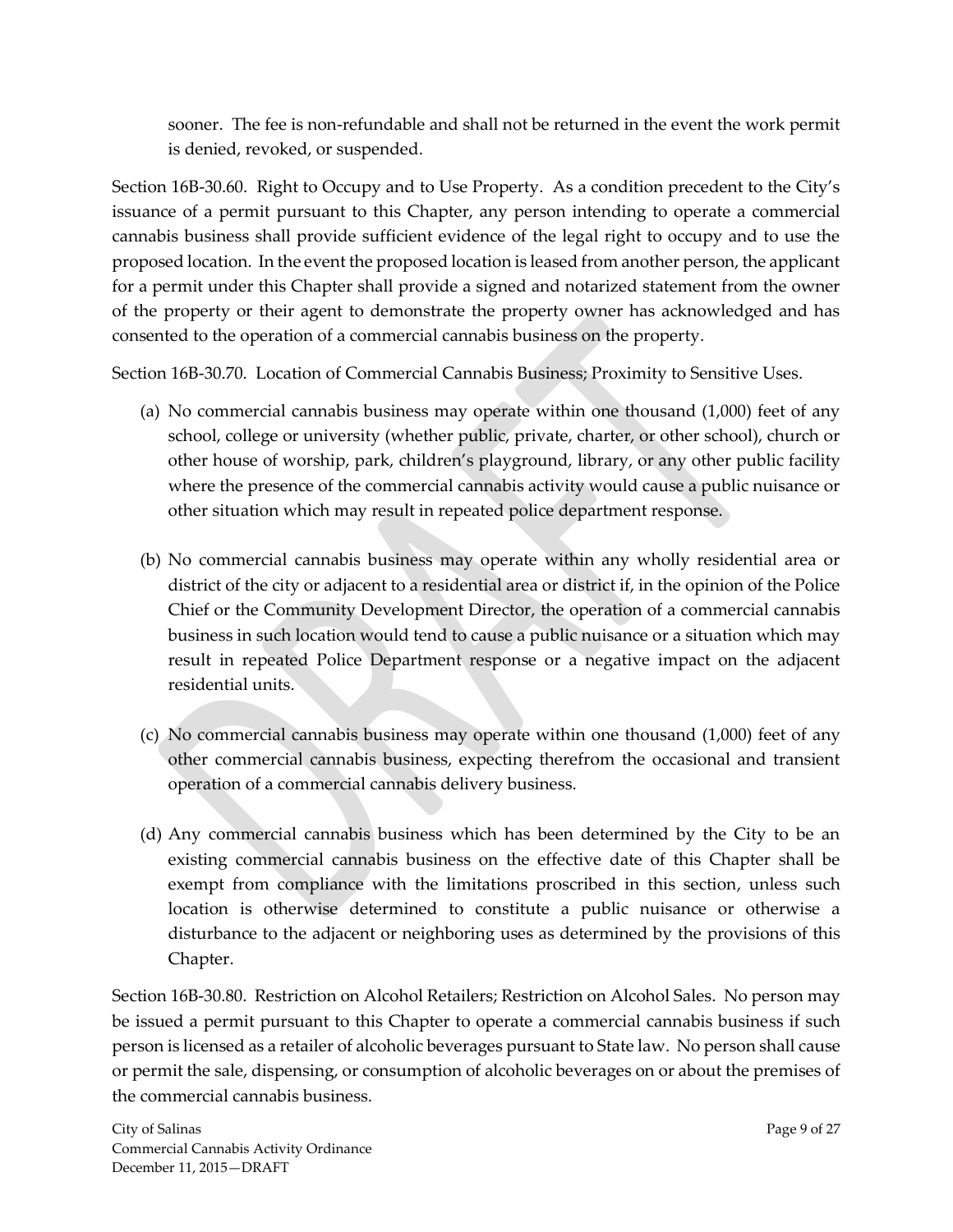sooner. The fee is non-refundable and shall not be returned in the event the work permit is denied, revoked, or suspended.

Section 16B-30.60. Right to Occupy and to Use Property. As a condition precedent to the City's issuance of a permit pursuant to this Chapter, any person intending to operate a commercial cannabis business shall provide sufficient evidence of the legal right to occupy and to use the proposed location. In the event the proposed location is leased from another person, the applicant for a permit under this Chapter shall provide a signed and notarized statement from the owner of the property or their agent to demonstrate the property owner has acknowledged and has consented to the operation of a commercial cannabis business on the property.

Section 16B-30.70. Location of Commercial Cannabis Business; Proximity to Sensitive Uses.

(a) No commercial cannabis business may operate within one thousand (1,000) feet of any school, college or university (whether public, private, charter, or other school), church or other house of worship, park, children's playground, library, or any other public facility where the presence of the commercial cannabis activity would cause a public nuisance or other situation which may result in repeated police department response.

(b) No commercial cannabis business may operate within any wholly residential area or district of the city or adjacent to a residential area or district if, in the opinion of the Police Chief or the Community Development Director, the operation of a commercial cannabis business in such location would tend to cause a public nuisance or a situation which may result in repeated Police Department response or a negative impact on the adjacent residential units.

(c) No commercial cannabis business may operate within one thousand (1,000) feet of any other commercial cannabis business, expecting therefrom the occasional and transient operation of a commercial cannabis delivery business.

(d) Any commercial cannabis business which has been determined by the City to be an existing commercial cannabis business on the effective date of this Chapter shall be exempt from compliance with the limitations proscribed in this section, unless such location is otherwise determined to constitute a public nuisance or otherwise a disturbance to the adjacent or neighboring uses as determined by the provisions of this Chapter.

Section 16B-30.80. Restriction on Alcohol Retailers; Restriction on Alcohol Sales. No person may be issued a permit pursuant to this Chapter to operate a commercial cannabis business if such person is licensed as a retailer of alcoholic beverages pursuant to State law. No person shall cause or permit the sale, dispensing, or consumption of alcoholic beverages on or about the premises of the commercial cannabis business.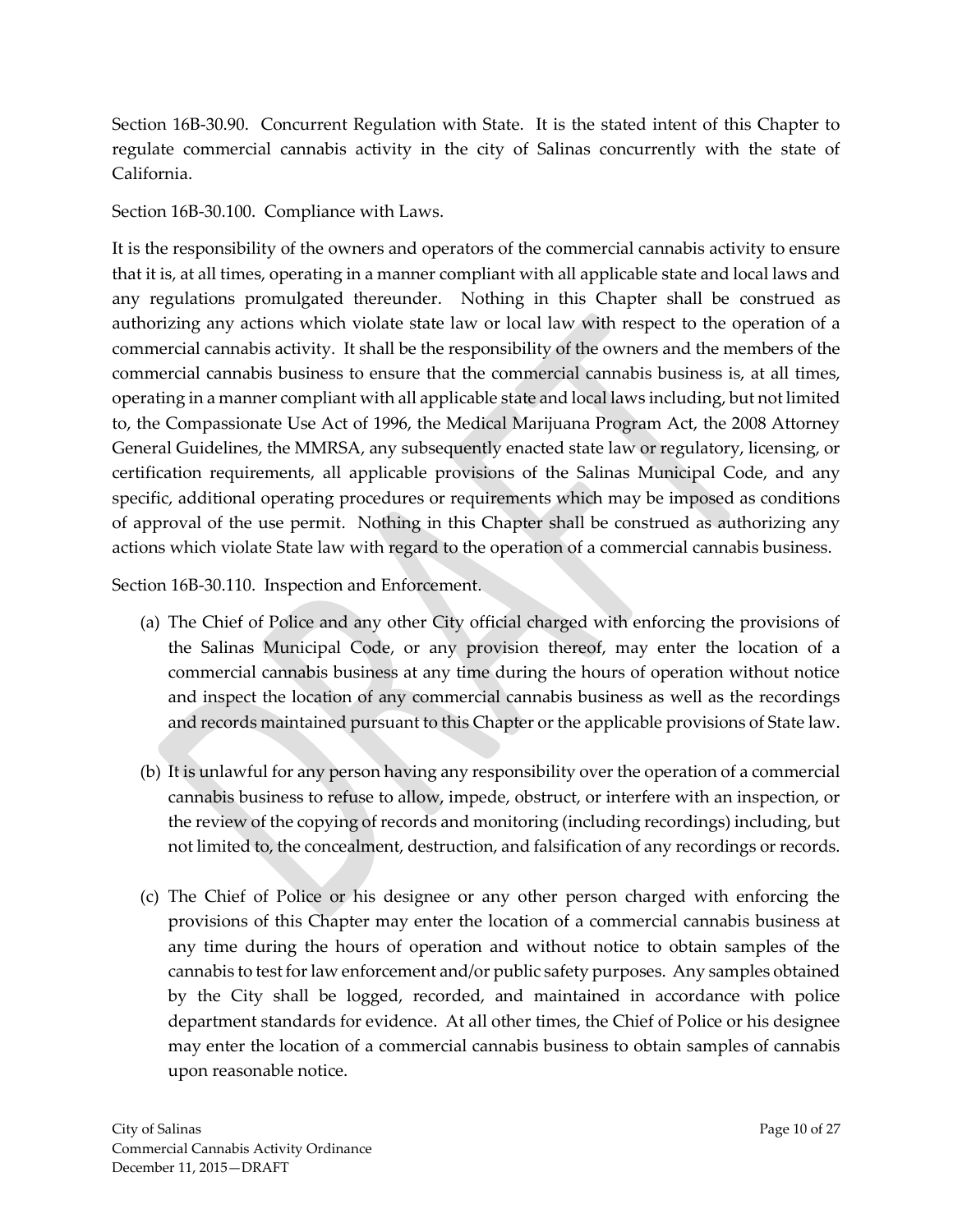Section 16B-30.90. Concurrent Regulation with State. It is the stated intent of this Chapter to regulate commercial cannabis activity in the city of Salinas concurrently with the state of California.

Section 16B-30.100. Compliance with Laws.

It is the responsibility of the owners and operators of the commercial cannabis activity to ensure that it is, at all times, operating in a manner compliant with all applicable state and local laws and any regulations promulgated thereunder. Nothing in this Chapter shall be construed as authorizing any actions which violate state law or local law with respect to the operation of a commercial cannabis activity. It shall be the responsibility of the owners and the members of the commercial cannabis business to ensure that the commercial cannabis business is, at all times, operating in a manner compliant with all applicable state and local laws including, but not limited to, the Compassionate Use Act of 1996, the Medical Marijuana Program Act, the 2008 Attorney General Guidelines, the MMRSA, any subsequently enacted state law or regulatory, licensing, or certification requirements, all applicable provisions of the Salinas Municipal Code, and any specific, additional operating procedures or requirements which may be imposed as conditions of approval of the use permit. Nothing in this Chapter shall be construed as authorizing any actions which violate State law with regard to the operation of a commercial cannabis business.

Section 16B-30.110. Inspection and Enforcement.

(a) The Chief of Police and any other City official charged with enforcing the provisions of the Salinas Municipal Code, or any provision thereof, may enter the location of a commercial cannabis business at any time during the hours of operation without notice and inspect the location of any commercial cannabis business as well as the recordings and records maintained pursuant to this Chapter or the applicable provisions of State law.

(b) It is unlawful for any person having any responsibility over the operation of a commercial cannabis business to refuse to allow, impede, obstruct, or interfere with an inspection, or the review of the copying of records and monitoring (including recordings) including, but not limited to, the concealment, destruction, and falsification of any recordings or records.

(c) The Chief of Police or his designee or any other person charged with enforcing the provisions of this Chapter may enter the location of a commercial cannabis business at any time during the hours of operation and without notice to obtain samples of the cannabis to test for law enforcement and/or public safety purposes. Any samples obtained by the City shall be logged, recorded, and maintained in accordance with police department standards for evidence. At all other times, the Chief of Police or his designee may enter the location of a commercial cannabis business to obtain samples of cannabis upon reasonable notice.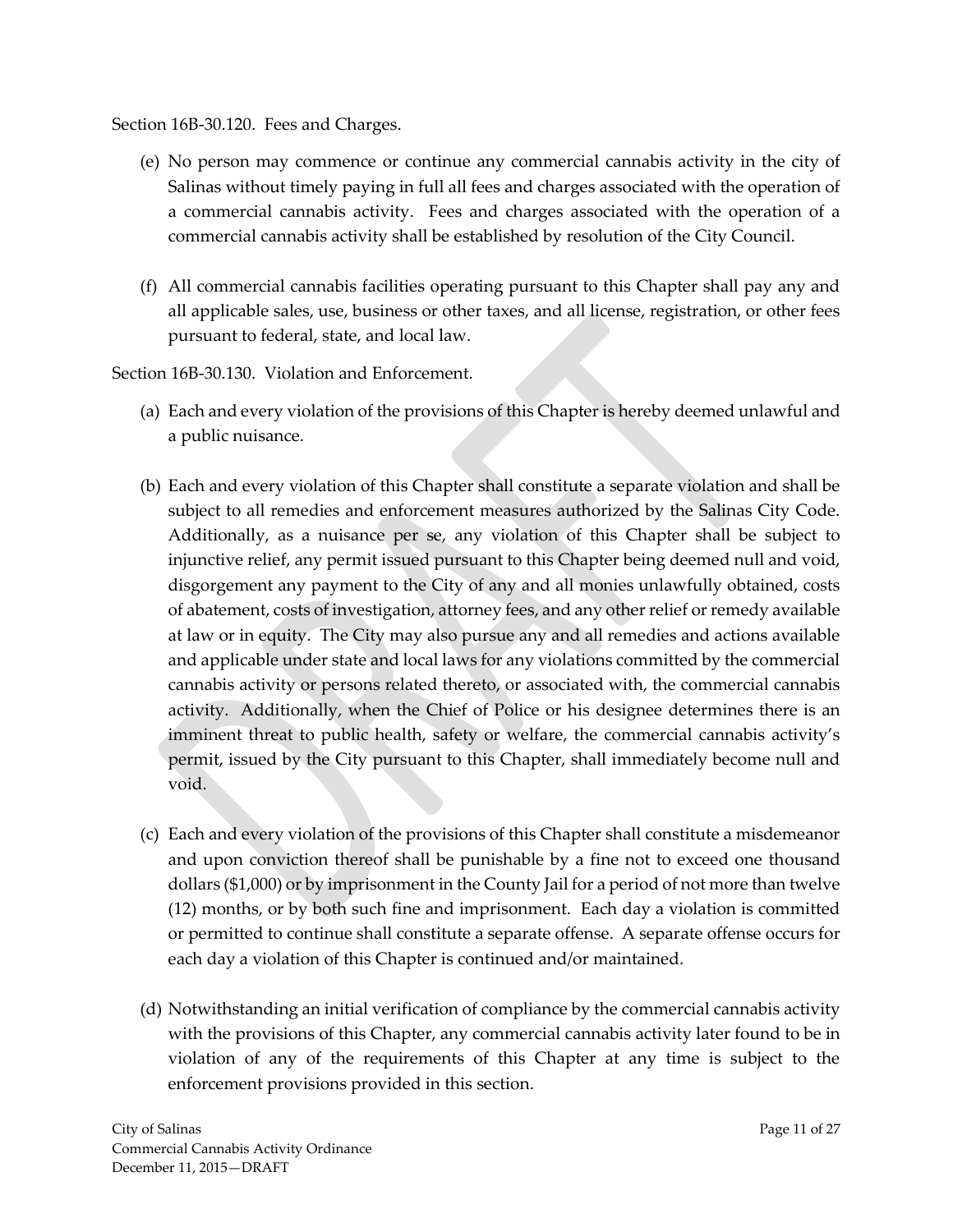Section 16B-30.120. Fees and Charges.

(e) No person may commence or continue any commercial cannabis activity in the city of Salinas without timely paying in full all fees and charges associated with the operation of a commercial cannabis activity. Fees and charges associated with the operation of a commercial cannabis activity shall be established by resolution of the City Council.

(f) All commercial cannabis facilities operating pursuant to this Chapter shall pay any and all applicable sales, use, business or other taxes, and all license, registration, or other fees pursuant to federal, state, and local law.

Section 16B-30.130. Violation and Enforcement.

(a) Each and every violation of the provisions of this Chapter is hereby deemed unlawful and a public nuisance.

(b) Each and every violation of this Chapter shall constitute a separate violation and shall be subject to all remedies and enforcement measures authorized by the Salinas City Code. Additionally, as a nuisance per se, any violation of this Chapter shall be subject to injunctive relief, any permit issued pursuant to this Chapter being deemed null and void, disgorgement any payment to the City of any and all monies unlawfully obtained, costs of abatement, costs of investigation, attorney fees, and any other relief or remedy available at law or in equity. The City may also pursue any and all remedies and actions available and applicable under state and local laws for any violations committed by the commercial cannabis activity or persons related thereto, or associated with, the commercial cannabis activity. Additionally, when the Chief of Police or his designee determines there is an imminent threat to public health, safety or welfare, the commercial cannabis activity's permit, issued by the City pursuant to this Chapter, shall immediately become null and void.

(c) Each and every violation of the provisions of this Chapter shall constitute a misdemeanor and upon conviction thereof shall be punishable by a fine not to exceed one thousand dollars ($1,000) or by imprisonment in the County Jail for a period of not more than twelve (12) months, or by both such fine and imprisonment. Each day a violation is committed or permitted to continue shall constitute a separate offense. A separate offense occurs for each day a violation of this Chapter is continued and/or maintained.

(d) Notwithstanding an initial verification of compliance by the commercial cannabis activity with the provisions of this Chapter, any commercial cannabis activity later found to be in violation of any of the requirements of this Chapter at any time is subject to the enforcement provisions provided in this section.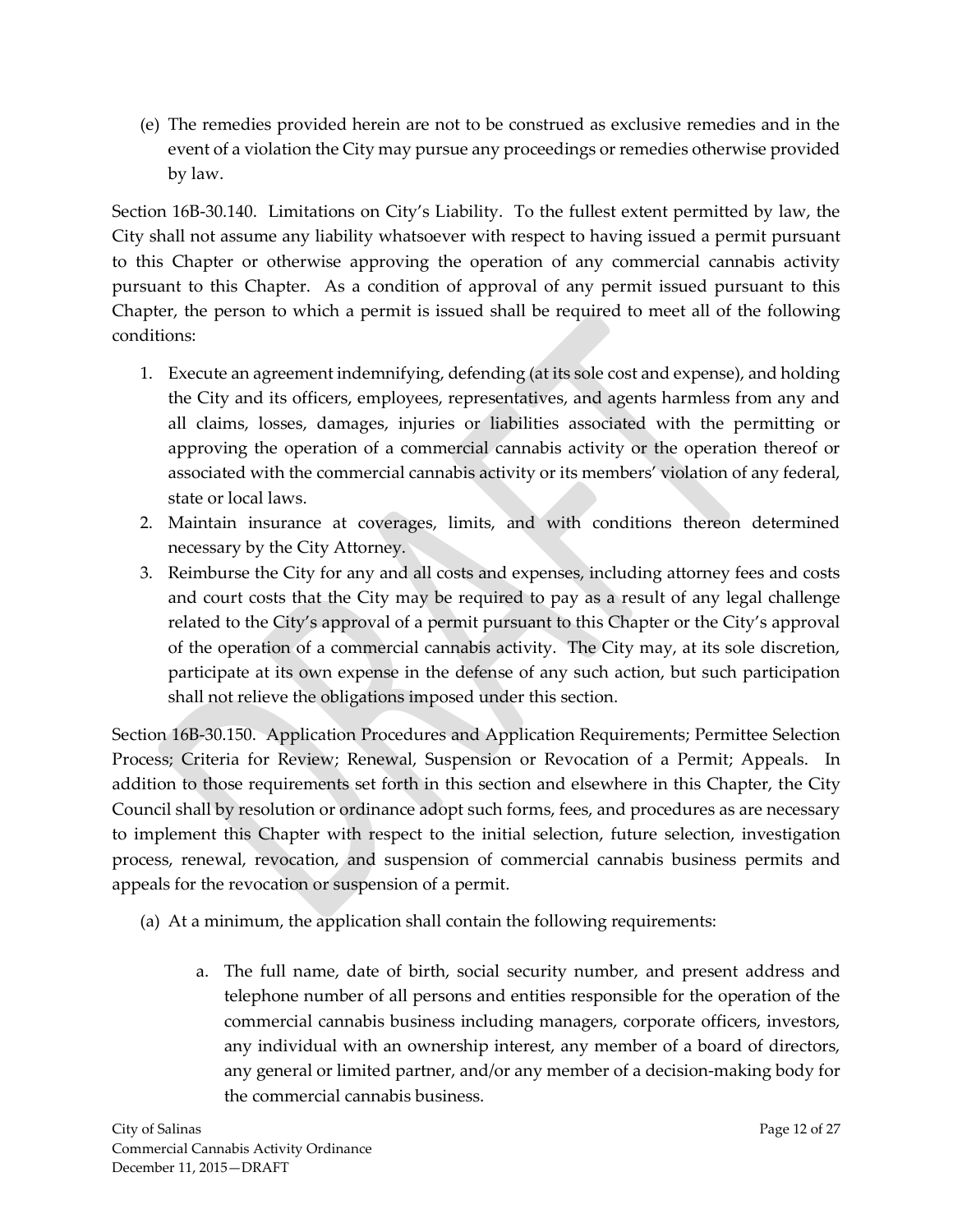(e) The remedies provided herein are not to be construed as exclusive remedies and in the event of a violation the City may pursue any proceedings or remedies otherwise provided by law.

Section 16B-30.140. Limitations on City's Liability. To the fullest extent permitted by law, the City shall not assume any liability whatsoever with respect to having issued a permit pursuant to this Chapter or otherwise approving the operation of any commercial cannabis activity pursuant to this Chapter. As a condition of approval of any permit issued pursuant to this Chapter, the person to which a permit is issued shall be required to meet all of the following conditions:

1. Execute an agreement indemnifying, defending (at its sole cost and expense), and holding the City and its officers, employees, representatives, and agents harmless from any and all claims, losses, damages, injuries or liabilities associated with the permitting or approving the operation of a commercial cannabis activity or the operation thereof or associated with the commercial cannabis activity or its members' violation of any federal, state or local laws.
2. Maintain insurance at coverages, limits, and with conditions thereon determined necessary by the City Attorney.
3. Reimburse the City for any and all costs and expenses, including attorney fees and costs and court costs that the City may be required to pay as a result of any legal challenge related to the City's approval of a permit pursuant to this Chapter or the City's approval of the operation of a commercial cannabis activity. The City may, at its sole discretion, participate at its own expense in the defense of any such action, but such participation shall not relieve the obligations imposed under this section.

Section 16B-30.150. Application Procedures and Application Requirements; Permittee Selection Process; Criteria for Review; Renewal, Suspension or Revocation of a Permit; Appeals. In addition to those requirements set forth in this section and elsewhere in this Chapter, the City Council shall by resolution or ordinance adopt such forms, fees, and procedures as are necessary to implement this Chapter with respect to the initial selection, future selection, investigation process, renewal, revocation, and suspension of commercial cannabis business permits and appeals for the revocation or suspension of a permit.

(a) At a minimum, the application shall contain the following requirements:

    a. The full name, date of birth, social security number, and present address and telephone number of all persons and entities responsible for the operation of the commercial cannabis business including managers, corporate officers, investors, any individual with an ownership interest, any member of a board of directors, any general or limited partner, and/or any member of a decision-making body for the commercial cannabis business.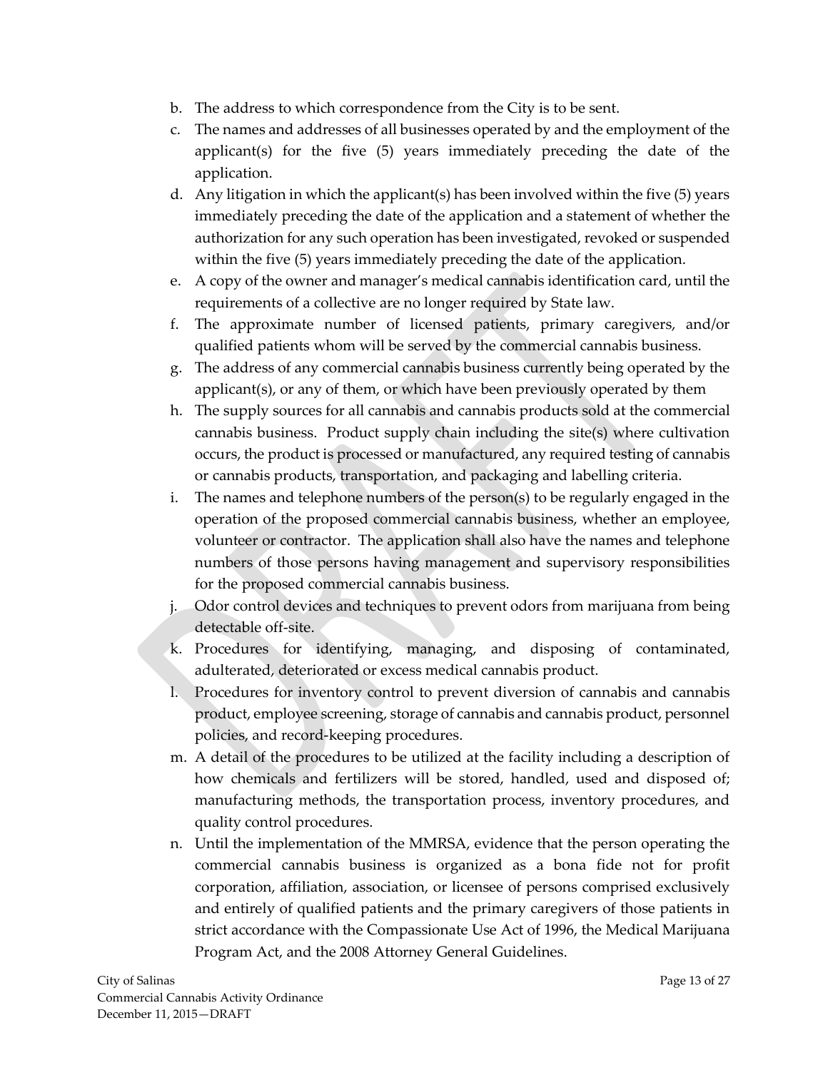b. The address to which correspondence from the City is to be sent.
c. The names and addresses of all businesses operated by and the employment of the applicant(s) for the five (5) years immediately preceding the date of the application.
d. Any litigation in which the applicant(s) has been involved within the five (5) years immediately preceding the date of the application and a statement of whether the authorization for any such operation has been investigated, revoked or suspended within the five (5) years immediately preceding the date of the application.
e. A copy of the owner and manager's medical cannabis identification card, until the requirements of a collective are no longer required by State law.
f. The approximate number of licensed patients, primary caregivers, and/or qualified patients whom will be served by the commercial cannabis business.
g. The address of any commercial cannabis business currently being operated by the applicant(s), or any of them, or which have been previously operated by them
h. The supply sources for all cannabis and cannabis products sold at the commercial cannabis business. Product supply chain including the site(s) where cultivation occurs, the product is processed or manufactured, any required testing of cannabis or cannabis products, transportation, and packaging and labelling criteria.
i. The names and telephone numbers of the person(s) to be regularly engaged in the operation of the proposed commercial cannabis business, whether an employee, volunteer or contractor. The application shall also have the names and telephone numbers of those persons having management and supervisory responsibilities for the proposed commercial cannabis business.
j. Odor control devices and techniques to prevent odors from marijuana from being detectable off-site.
k. Procedures for identifying, managing, and disposing of contaminated, adulterated, deteriorated or excess medical cannabis product.
l. Procedures for inventory control to prevent diversion of cannabis and cannabis product, employee screening, storage of cannabis and cannabis product, personnel policies, and record-keeping procedures.
m. A detail of the procedures to be utilized at the facility including a description of how chemicals and fertilizers will be stored, handled, used and disposed of; manufacturing methods, the transportation process, inventory procedures, and quality control procedures.
n. Until the implementation of the MMRSA, evidence that the person operating the commercial cannabis business is organized as a bona fide not for profit corporation, affiliation, association, or licensee of persons comprised exclusively and entirely of qualified patients and the primary caregivers of those patients in strict accordance with the Compassionate Use Act of 1996, the Medical Marijuana Program Act, and the 2008 Attorney General Guidelines.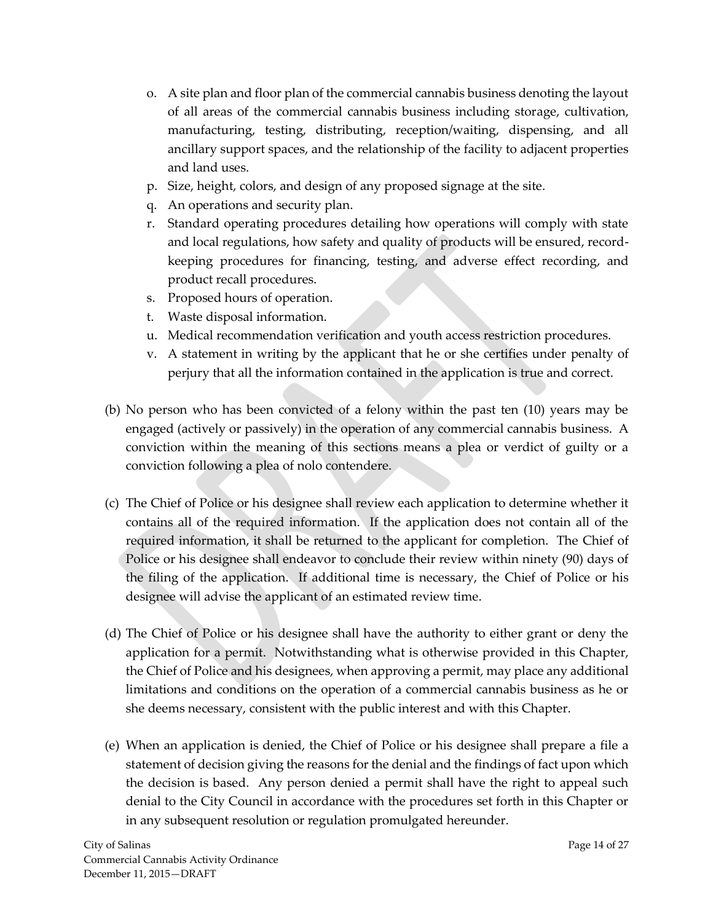o. A site plan and floor plan of the commercial cannabis business denoting the layout of all areas of the commercial cannabis business including storage, cultivation, manufacturing, testing, distributing, reception/waiting, dispensing, and all ancillary support spaces, and the relationship of the facility to adjacent properties and land uses.

p. Size, height, colors, and design of any proposed signage at the site.

q. An operations and security plan.

r. Standard operating procedures detailing how operations will comply with state and local regulations, how safety and quality of products will be ensured, record-keeping procedures for financing, testing, and adverse effect recording, and product recall procedures.

s. Proposed hours of operation.

t. Waste disposal information.

u. Medical recommendation verification and youth access restriction procedures.

v. A statement in writing by the applicant that he or she certifies under penalty of perjury that all the information contained in the application is true and correct.

(b) No person who has been convicted of a felony within the past ten (10) years may be engaged (actively or passively) in the operation of any commercial cannabis business. A conviction within the meaning of this sections means a plea or verdict of guilty or a conviction following a plea of nolo contendere.

(c) The Chief of Police or his designee shall review each application to determine whether it contains all of the required information. If the application does not contain all of the required information, it shall be returned to the applicant for completion. The Chief of Police or his designee shall endeavor to conclude their review within ninety (90) days of the filing of the application. If additional time is necessary, the Chief of Police or his designee will advise the applicant of an estimated review time.

(d) The Chief of Police or his designee shall have the authority to either grant or deny the application for a permit. Notwithstanding what is otherwise provided in this Chapter, the Chief of Police and his designees, when approving a permit, may place any additional limitations and conditions on the operation of a commercial cannabis business as he or she deems necessary, consistent with the public interest and with this Chapter.

(e) When an application is denied, the Chief of Police or his designee shall prepare a file a statement of decision giving the reasons for the denial and the findings of fact upon which the decision is based. Any person denied a permit shall have the right to appeal such denial to the City Council in accordance with the procedures set forth in this Chapter or in any subsequent resolution or regulation promulgated hereunder.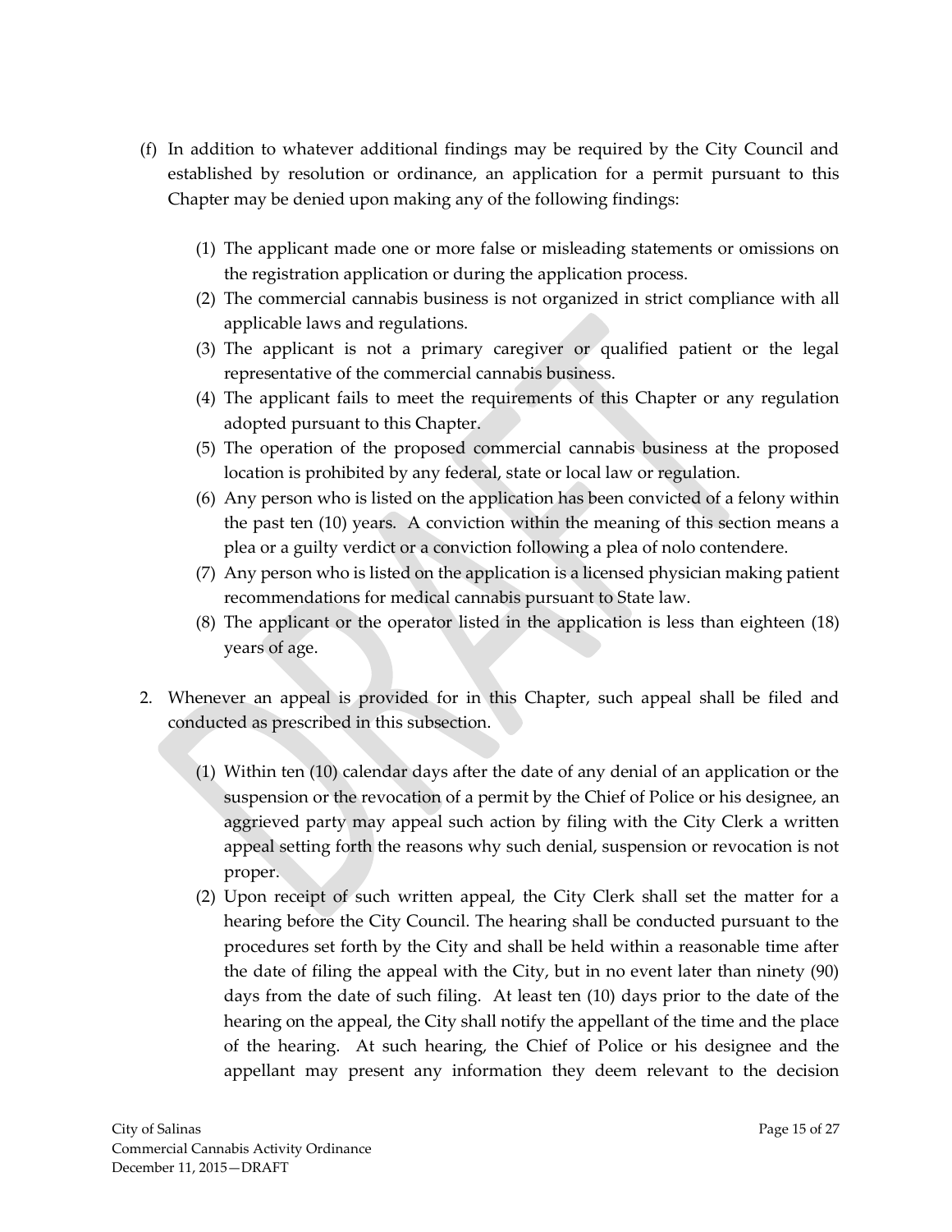(f) In addition to whatever additional findings may be required by the City Council and established by resolution or ordinance, an application for a permit pursuant to this Chapter may be denied upon making any of the following findings:

   (1) The applicant made one or more false or misleading statements or omissions on the registration application or during the application process.
   (2) The commercial cannabis business is not organized in strict compliance with all applicable laws and regulations.
   (3) The applicant is not a primary caregiver or qualified patient or the legal representative of the commercial cannabis business.
   (4) The applicant fails to meet the requirements of this Chapter or any regulation adopted pursuant to this Chapter.
   (5) The operation of the proposed commercial cannabis business at the proposed location is prohibited by any federal, state or local law or regulation.
   (6) Any person who is listed on the application has been convicted of a felony within the past ten (10) years. A conviction within the meaning of this section means a plea or a guilty verdict or a conviction following a plea of nolo contendere.
   (7) Any person who is listed on the application is a licensed physician making patient recommendations for medical cannabis pursuant to State law.
   (8) The applicant or the operator listed in the application is less than eighteen (18) years of age.

2. Whenever an appeal is provided for in this Chapter, such appeal shall be filed and conducted as prescribed in this subsection.

   (1) Within ten (10) calendar days after the date of any denial of an application or the suspension or the revocation of a permit by the Chief of Police or his designee, an aggrieved party may appeal such action by filing with the City Clerk a written appeal setting forth the reasons why such denial, suspension or revocation is not proper.
   (2) Upon receipt of such written appeal, the City Clerk shall set the matter for a hearing before the City Council. The hearing shall be conducted pursuant to the procedures set forth by the City and shall be held within a reasonable time after the date of filing the appeal with the City, but in no event later than ninety (90) days from the date of such filing. At least ten (10) days prior to the date of the hearing on the appeal, the City shall notify the appellant of the time and the place of the hearing. At such hearing, the Chief of Police or his designee and the appellant may present any information they deem relevant to the decision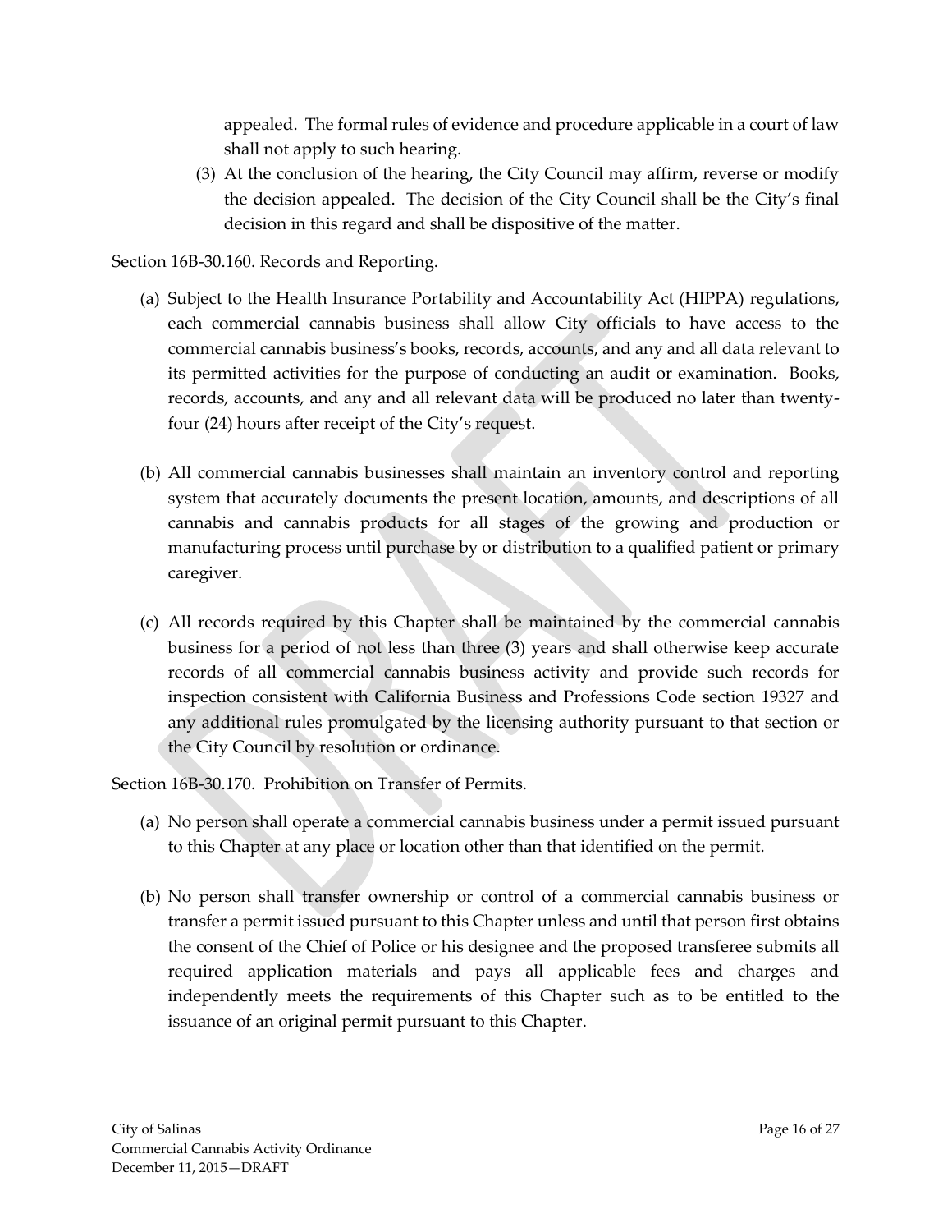appealed. The formal rules of evidence and procedure applicable in a court of law shall not apply to such hearing.

(3) At the conclusion of the hearing, the City Council may affirm, reverse or modify the decision appealed. The decision of the City Council shall be the City's final decision in this regard and shall be dispositive of the matter.

Section 16B-30.160. Records and Reporting.

(a) Subject to the Health Insurance Portability and Accountability Act (HIPPA) regulations, each commercial cannabis business shall allow City officials to have access to the commercial cannabis business's books, records, accounts, and any and all data relevant to its permitted activities for the purpose of conducting an audit or examination. Books, records, accounts, and any and all relevant data will be produced no later than twenty-four (24) hours after receipt of the City's request.

(b) All commercial cannabis businesses shall maintain an inventory control and reporting system that accurately documents the present location, amounts, and descriptions of all cannabis and cannabis products for all stages of the growing and production or manufacturing process until purchase by or distribution to a qualified patient or primary caregiver.

(c) All records required by this Chapter shall be maintained by the commercial cannabis business for a period of not less than three (3) years and shall otherwise keep accurate records of all commercial cannabis business activity and provide such records for inspection consistent with California Business and Professions Code section 19327 and any additional rules promulgated by the licensing authority pursuant to that section or the City Council by resolution or ordinance.

Section 16B-30.170. Prohibition on Transfer of Permits.

(a) No person shall operate a commercial cannabis business under a permit issued pursuant to this Chapter at any place or location other than that identified on the permit.

(b) No person shall transfer ownership or control of a commercial cannabis business or transfer a permit issued pursuant to this Chapter unless and until that person first obtains the consent of the Chief of Police or his designee and the proposed transferee submits all required application materials and pays all applicable fees and charges and independently meets the requirements of this Chapter such as to be entitled to the issuance of an original permit pursuant to this Chapter.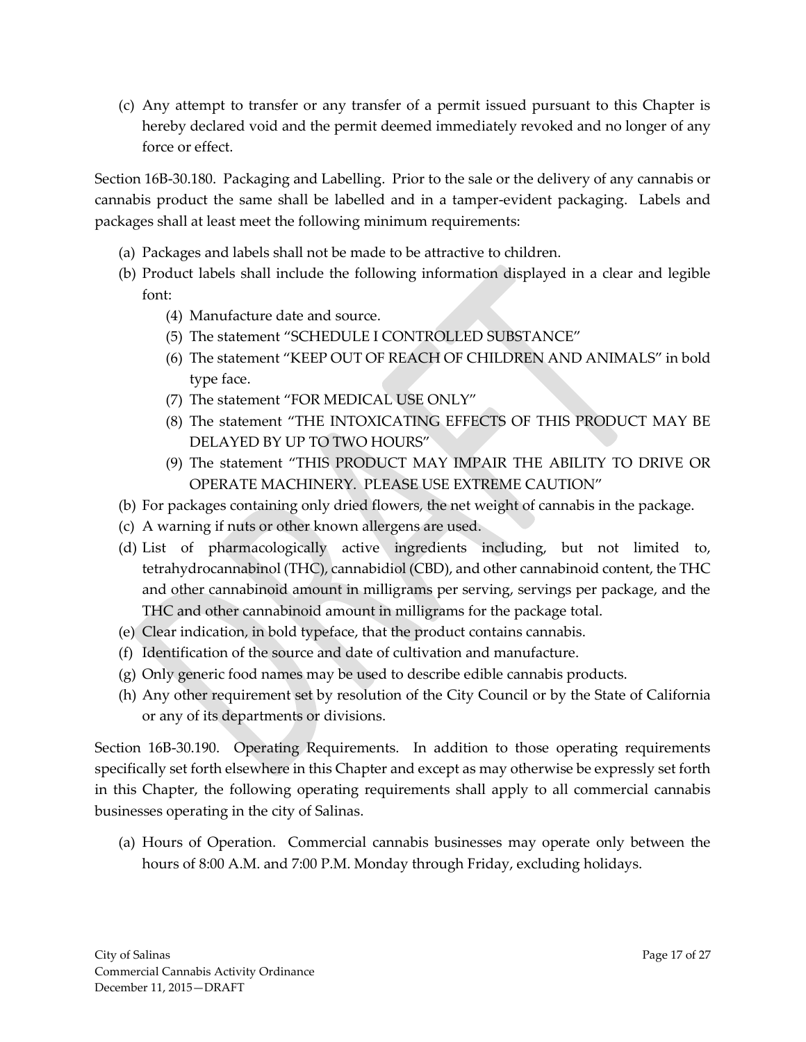(c) Any attempt to transfer or any transfer of a permit issued pursuant to this Chapter is hereby declared void and the permit deemed immediately revoked and no longer of any force or effect.

Section 16B-30.180. Packaging and Labelling. Prior to the sale or the delivery of any cannabis or cannabis product the same shall be labelled and in a tamper-evident packaging. Labels and packages shall at least meet the following minimum requirements:

(a) Packages and labels shall not be made to be attractive to children.

(b) Product labels shall include the following information displayed in a clear and legible font:

   (4) Manufacture date and source.

   (5) The statement "SCHEDULE I CONTROLLED SUBSTANCE"

   (6) The statement "KEEP OUT OF REACH OF CHILDREN AND ANIMALS" in bold type face.

   (7) The statement "FOR MEDICAL USE ONLY"

   (8) The statement "THE INTOXICATING EFFECTS OF THIS PRODUCT MAY BE DELAYED BY UP TO TWO HOURS"

   (9) The statement "THIS PRODUCT MAY IMPAIR THE ABILITY TO DRIVE OR OPERATE MACHINERY. PLEASE USE EXTREME CAUTION"

(b) For packages containing only dried flowers, the net weight of cannabis in the package.

(c) A warning if nuts or other known allergens are used.

(d) List of pharmacologically active ingredients including, but not limited to, tetrahydrocannabinol (THC), cannabidiol (CBD), and other cannabinoid content, the THC and other cannabinoid amount in milligrams per serving, servings per package, and the THC and other cannabinoid amount in milligrams for the package total.

(e) Clear indication, in bold typeface, that the product contains cannabis.

(f) Identification of the source and date of cultivation and manufacture.

(g) Only generic food names may be used to describe edible cannabis products.

(h) Any other requirement set by resolution of the City Council or by the State of California or any of its departments or divisions.

Section 16B-30.190. Operating Requirements. In addition to those operating requirements specifically set forth elsewhere in this Chapter and except as may otherwise be expressly set forth in this Chapter, the following operating requirements shall apply to all commercial cannabis businesses operating in the city of Salinas.

(a) Hours of Operation. Commercial cannabis businesses may operate only between the hours of 8:00 A.M. and 7:00 P.M. Monday through Friday, excluding holidays.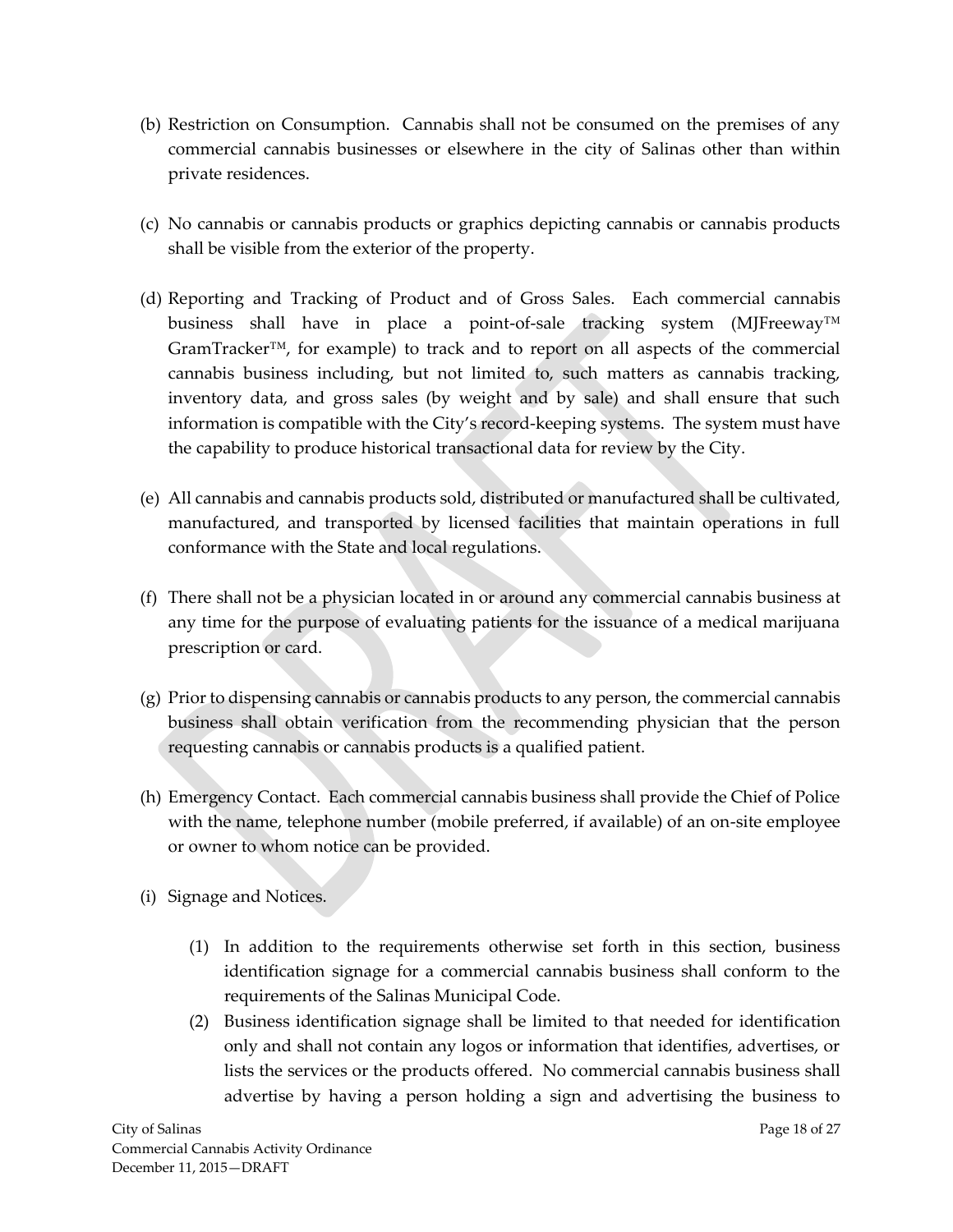(b) Restriction on Consumption. Cannabis shall not be consumed on the premises of any commercial cannabis businesses or elsewhere in the city of Salinas other than within private residences.

(c) No cannabis or cannabis products or graphics depicting cannabis or cannabis products shall be visible from the exterior of the property.

(d) Reporting and Tracking of Product and of Gross Sales. Each commercial cannabis business shall have in place a point-of-sale tracking system (MJFreeway™ GramTracker™, for example) to track and to report on all aspects of the commercial cannabis business including, but not limited to, such matters as cannabis tracking, inventory data, and gross sales (by weight and by sale) and shall ensure that such information is compatible with the City's record-keeping systems. The system must have the capability to produce historical transactional data for review by the City.

(e) All cannabis and cannabis products sold, distributed or manufactured shall be cultivated, manufactured, and transported by licensed facilities that maintain operations in full conformance with the State and local regulations.

(f) There shall not be a physician located in or around any commercial cannabis business at any time for the purpose of evaluating patients for the issuance of a medical marijuana prescription or card.

(g) Prior to dispensing cannabis or cannabis products to any person, the commercial cannabis business shall obtain verification from the recommending physician that the person requesting cannabis or cannabis products is a qualified patient.

(h) Emergency Contact. Each commercial cannabis business shall provide the Chief of Police with the name, telephone number (mobile preferred, if available) of an on-site employee or owner to whom notice can be provided.

(i) Signage and Notices.

  (1) In addition to the requirements otherwise set forth in this section, business identification signage for a commercial cannabis business shall conform to the requirements of the Salinas Municipal Code.

  (2) Business identification signage shall be limited to that needed for identification only and shall not contain any logos or information that identifies, advertises, or lists the services or the products offered. No commercial cannabis business shall advertise by having a person holding a sign and advertising the business to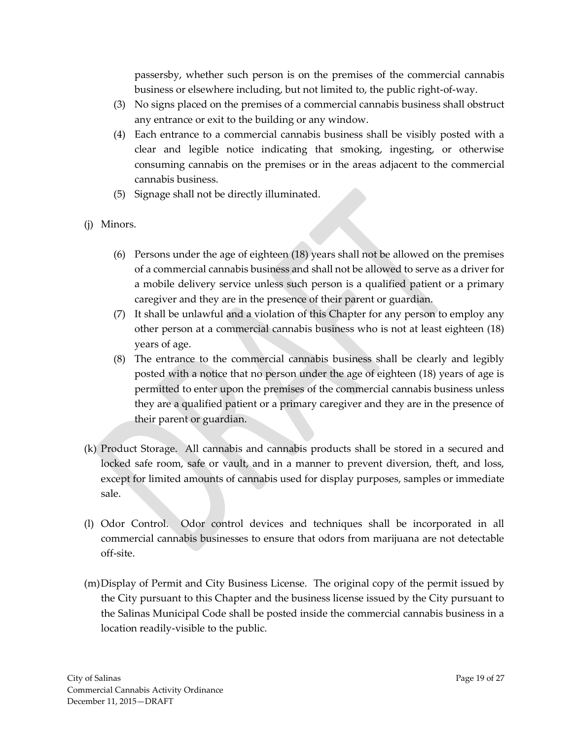passersby, whether such person is on the premises of the commercial cannabis business or elsewhere including, but not limited to, the public right-of-way.

(3) No signs placed on the premises of a commercial cannabis business shall obstruct any entrance or exit to the building or any window.

(4) Each entrance to a commercial cannabis business shall be visibly posted with a clear and legible notice indicating that smoking, ingesting, or otherwise consuming cannabis on the premises or in the areas adjacent to the commercial cannabis business.

(5) Signage shall not be directly illuminated.

(j) Minors.

(6) Persons under the age of eighteen (18) years shall not be allowed on the premises of a commercial cannabis business and shall not be allowed to serve as a driver for a mobile delivery service unless such person is a qualified patient or a primary caregiver and they are in the presence of their parent or guardian.

(7) It shall be unlawful and a violation of this Chapter for any person to employ any other person at a commercial cannabis business who is not at least eighteen (18) years of age.

(8) The entrance to the commercial cannabis business shall be clearly and legibly posted with a notice that no person under the age of eighteen (18) years of age is permitted to enter upon the premises of the commercial cannabis business unless they are a qualified patient or a primary caregiver and they are in the presence of their parent or guardian.

(k) Product Storage. All cannabis and cannabis products shall be stored in a secured and locked safe room, safe or vault, and in a manner to prevent diversion, theft, and loss, except for limited amounts of cannabis used for display purposes, samples or immediate sale.

(l) Odor Control. Odor control devices and techniques shall be incorporated in all commercial cannabis businesses to ensure that odors from marijuana are not detectable off-site.

(m) Display of Permit and City Business License. The original copy of the permit issued by the City pursuant to this Chapter and the business license issued by the City pursuant to the Salinas Municipal Code shall be posted inside the commercial cannabis business in a location readily-visible to the public.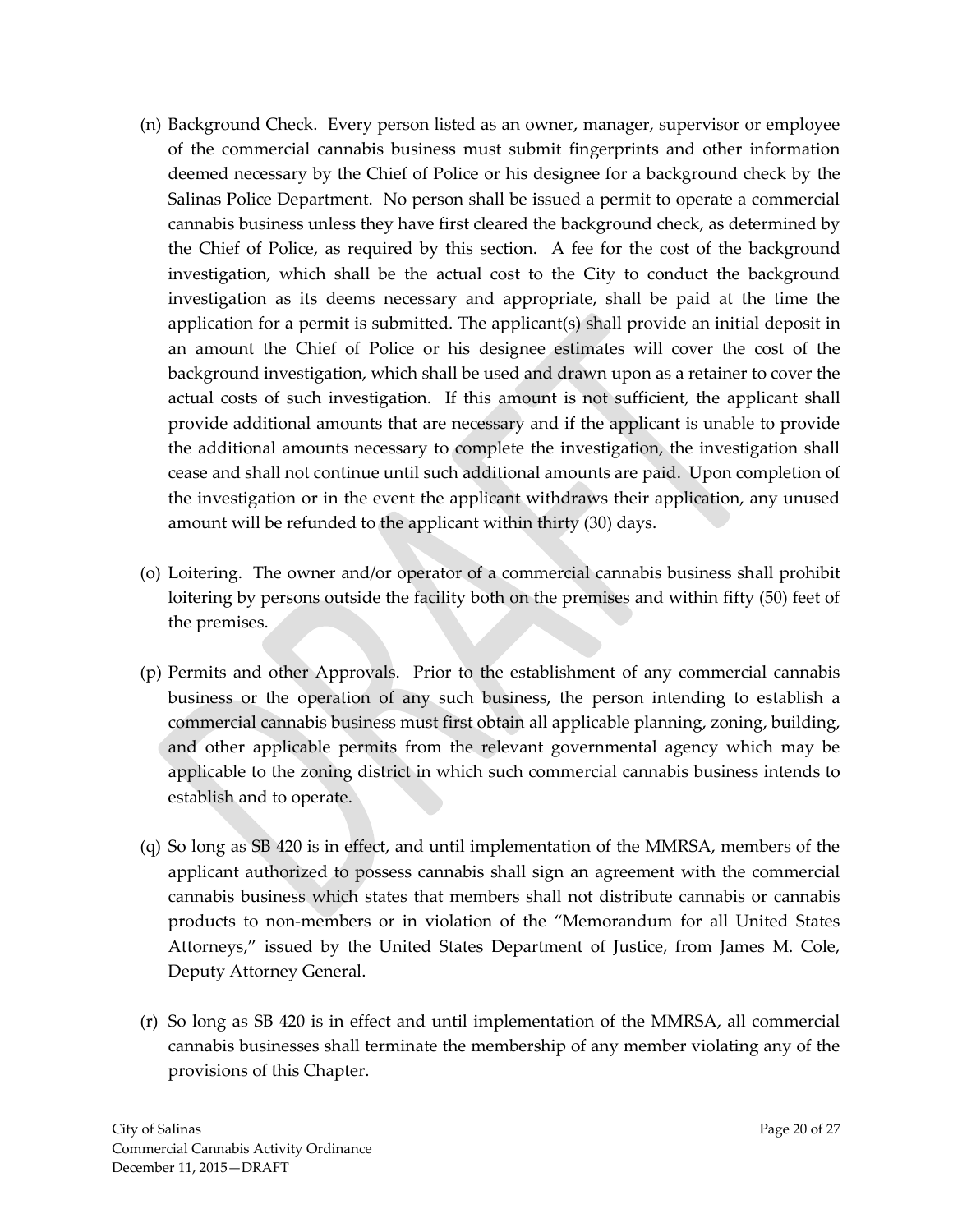(n) Background Check. Every person listed as an owner, manager, supervisor or employee of the commercial cannabis business must submit fingerprints and other information deemed necessary by the Chief of Police or his designee for a background check by the Salinas Police Department. No person shall be issued a permit to operate a commercial cannabis business unless they have first cleared the background check, as determined by the Chief of Police, as required by this section. A fee for the cost of the background investigation, which shall be the actual cost to the City to conduct the background investigation as its deems necessary and appropriate, shall be paid at the time the application for a permit is submitted. The applicant(s) shall provide an initial deposit in an amount the Chief of Police or his designee estimates will cover the cost of the background investigation, which shall be used and drawn upon as a retainer to cover the actual costs of such investigation. If this amount is not sufficient, the applicant shall provide additional amounts that are necessary and if the applicant is unable to provide the additional amounts necessary to complete the investigation, the investigation shall cease and shall not continue until such additional amounts are paid. Upon completion of the investigation or in the event the applicant withdraws their application, any unused amount will be refunded to the applicant within thirty (30) days.

(o) Loitering. The owner and/or operator of a commercial cannabis business shall prohibit loitering by persons outside the facility both on the premises and within fifty (50) feet of the premises.

(p) Permits and other Approvals. Prior to the establishment of any commercial cannabis business or the operation of any such business, the person intending to establish a commercial cannabis business must first obtain all applicable planning, zoning, building, and other applicable permits from the relevant governmental agency which may be applicable to the zoning district in which such commercial cannabis business intends to establish and to operate.

(q) So long as SB 420 is in effect, and until implementation of the MMRSA, members of the applicant authorized to possess cannabis shall sign an agreement with the commercial cannabis business which states that members shall not distribute cannabis or cannabis products to non-members or in violation of the "Memorandum for all United States Attorneys," issued by the United States Department of Justice, from James M. Cole, Deputy Attorney General.

(r) So long as SB 420 is in effect and until implementation of the MMRSA, all commercial cannabis businesses shall terminate the membership of any member violating any of the provisions of this Chapter.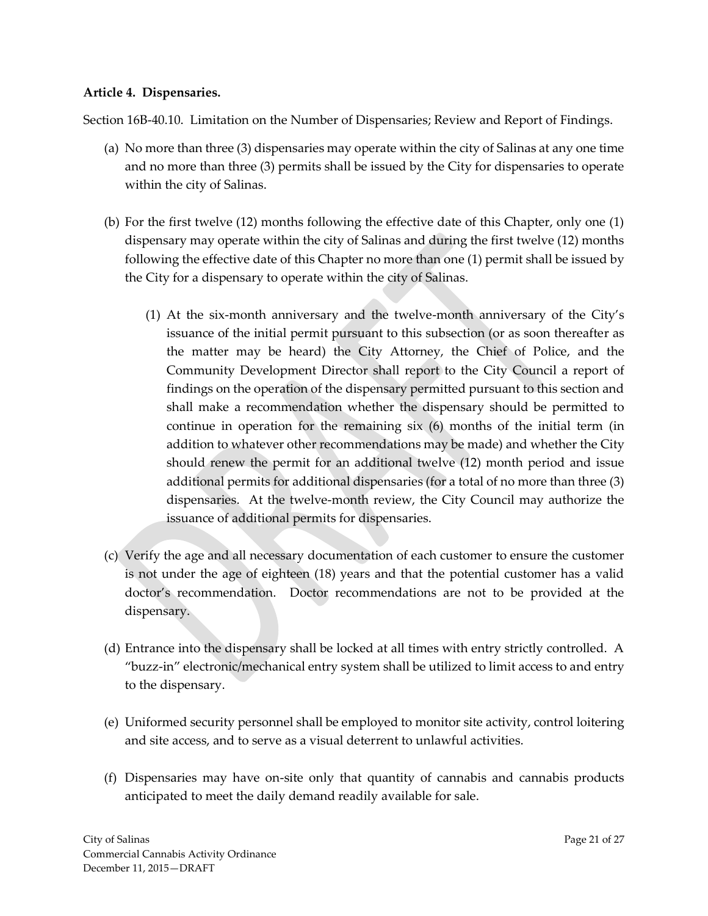**Article 4. Dispensaries.**

Section 16B-40.10. Limitation on the Number of Dispensaries; Review and Report of Findings.

(a) No more than three (3) dispensaries may operate within the city of Salinas at any one time and no more than three (3) permits shall be issued by the City for dispensaries to operate within the city of Salinas.

(b) For the first twelve (12) months following the effective date of this Chapter, only one (1) dispensary may operate within the city of Salinas and during the first twelve (12) months following the effective date of this Chapter no more than one (1) permit shall be issued by the City for a dispensary to operate within the city of Salinas.

   (1) At the six-month anniversary and the twelve-month anniversary of the City's issuance of the initial permit pursuant to this subsection (or as soon thereafter as the matter may be heard) the City Attorney, the Chief of Police, and the Community Development Director shall report to the City Council a report of findings on the operation of the dispensary permitted pursuant to this section and shall make a recommendation whether the dispensary should be permitted to continue in operation for the remaining six (6) months of the initial term (in addition to whatever other recommendations may be made) and whether the City should renew the permit for an additional twelve (12) month period and issue additional permits for additional dispensaries (for a total of no more than three (3) dispensaries. At the twelve-month review, the City Council may authorize the issuance of additional permits for dispensaries.

(c) Verify the age and all necessary documentation of each customer to ensure the customer is not under the age of eighteen (18) years and that the potential customer has a valid doctor's recommendation. Doctor recommendations are not to be provided at the dispensary.

(d) Entrance into the dispensary shall be locked at all times with entry strictly controlled. A "buzz-in" electronic/mechanical entry system shall be utilized to limit access to and entry to the dispensary.

(e) Uniformed security personnel shall be employed to monitor site activity, control loitering and site access, and to serve as a visual deterrent to unlawful activities.

(f) Dispensaries may have on-site only that quantity of cannabis and cannabis products anticipated to meet the daily demand readily available for sale.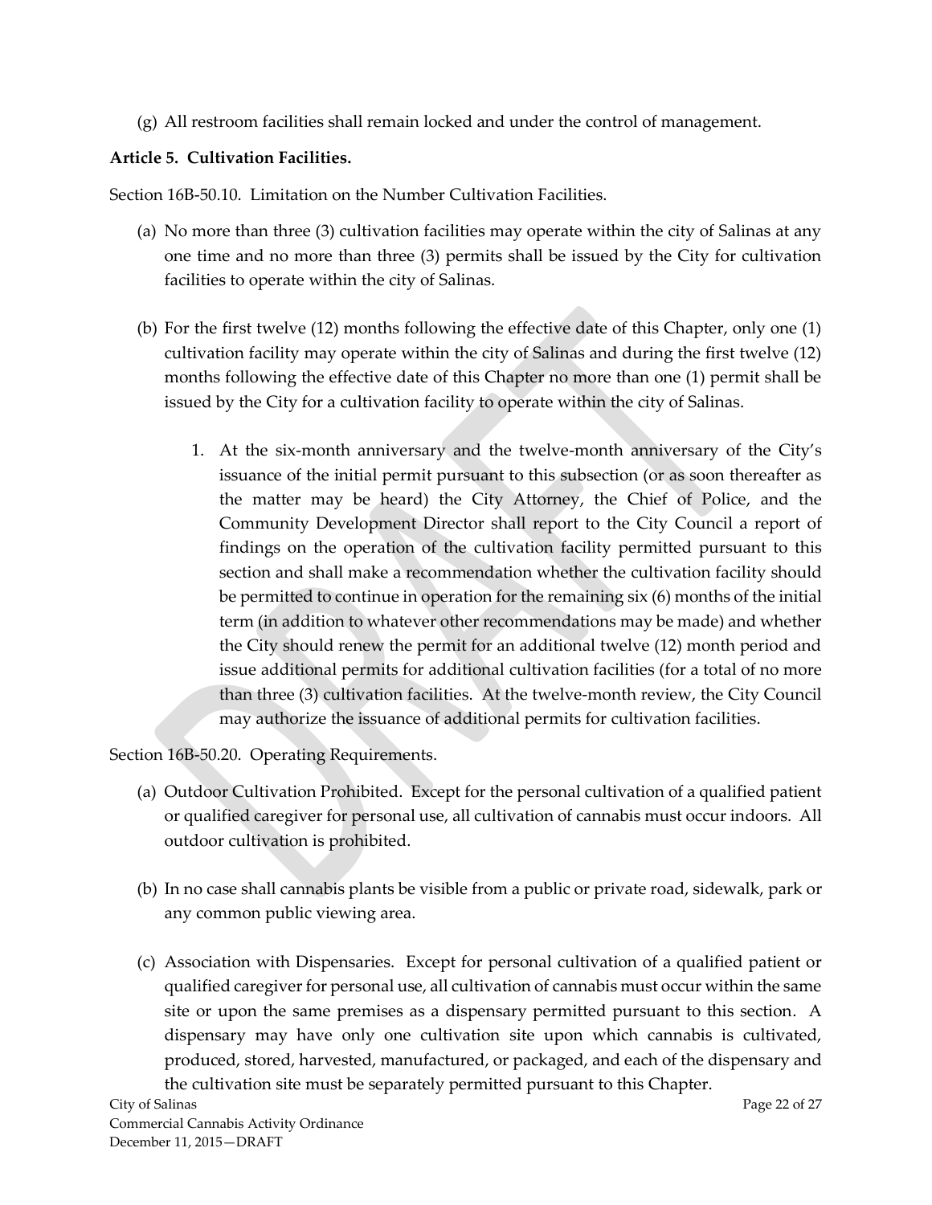(g) All restroom facilities shall remain locked and under the control of management.

**Article 5. Cultivation Facilities.**

Section 16B-50.10. Limitation on the Number Cultivation Facilities.

(a) No more than three (3) cultivation facilities may operate within the city of Salinas at any one time and no more than three (3) permits shall be issued by the City for cultivation facilities to operate within the city of Salinas.

(b) For the first twelve (12) months following the effective date of this Chapter, only one (1) cultivation facility may operate within the city of Salinas and during the first twelve (12) months following the effective date of this Chapter no more than one (1) permit shall be issued by the City for a cultivation facility to operate within the city of Salinas.

1. At the six-month anniversary and the twelve-month anniversary of the City's issuance of the initial permit pursuant to this subsection (or as soon thereafter as the matter may be heard) the City Attorney, the Chief of Police, and the Community Development Director shall report to the City Council a report of findings on the operation of the cultivation facility permitted pursuant to this section and shall make a recommendation whether the cultivation facility should be permitted to continue in operation for the remaining six (6) months of the initial term (in addition to whatever other recommendations may be made) and whether the City should renew the permit for an additional twelve (12) month period and issue additional permits for additional cultivation facilities (for a total of no more than three (3) cultivation facilities. At the twelve-month review, the City Council may authorize the issuance of additional permits for cultivation facilities.

Section 16B-50.20. Operating Requirements.

(a) Outdoor Cultivation Prohibited. Except for the personal cultivation of a qualified patient or qualified caregiver for personal use, all cultivation of cannabis must occur indoors. All outdoor cultivation is prohibited.

(b) In no case shall cannabis plants be visible from a public or private road, sidewalk, park or any common public viewing area.

(c) Association with Dispensaries. Except for personal cultivation of a qualified patient or qualified caregiver for personal use, all cultivation of cannabis must occur within the same site or upon the same premises as a dispensary permitted pursuant to this section. A dispensary may have only one cultivation site upon which cannabis is cultivated, produced, stored, harvested, manufactured, or packaged, and each of the dispensary and the cultivation site must be separately permitted pursuant to this Chapter.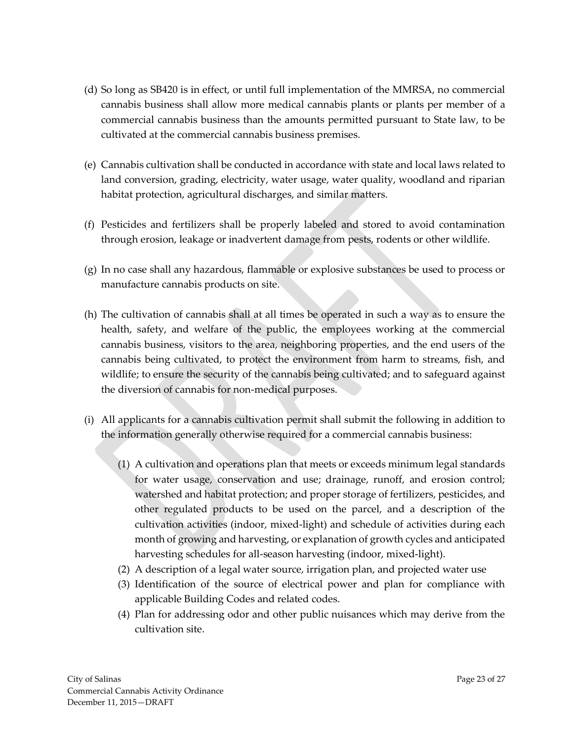(d) So long as SB420 is in effect, or until full implementation of the MMRSA, no commercial cannabis business shall allow more medical cannabis plants or plants per member of a commercial cannabis business than the amounts permitted pursuant to State law, to be cultivated at the commercial cannabis business premises.

(e) Cannabis cultivation shall be conducted in accordance with state and local laws related to land conversion, grading, electricity, water usage, water quality, woodland and riparian habitat protection, agricultural discharges, and similar matters.

(f) Pesticides and fertilizers shall be properly labeled and stored to avoid contamination through erosion, leakage or inadvertent damage from pests, rodents or other wildlife.

(g) In no case shall any hazardous, flammable or explosive substances be used to process or manufacture cannabis products on site.

(h) The cultivation of cannabis shall at all times be operated in such a way as to ensure the health, safety, and welfare of the public, the employees working at the commercial cannabis business, visitors to the area, neighboring properties, and the end users of the cannabis being cultivated, to protect the environment from harm to streams, fish, and wildlife; to ensure the security of the cannabis being cultivated; and to safeguard against the diversion of cannabis for non-medical purposes.

(i) All applicants for a cannabis cultivation permit shall submit the following in addition to the information generally otherwise required for a commercial cannabis business:

   (1) A cultivation and operations plan that meets or exceeds minimum legal standards for water usage, conservation and use; drainage, runoff, and erosion control; watershed and habitat protection; and proper storage of fertilizers, pesticides, and other regulated products to be used on the parcel, and a description of the cultivation activities (indoor, mixed-light) and schedule of activities during each month of growing and harvesting, or explanation of growth cycles and anticipated harvesting schedules for all-season harvesting (indoor, mixed-light).
   (2) A description of a legal water source, irrigation plan, and projected water use
   (3) Identification of the source of electrical power and plan for compliance with applicable Building Codes and related codes.
   (4) Plan for addressing odor and other public nuisances which may derive from the cultivation site.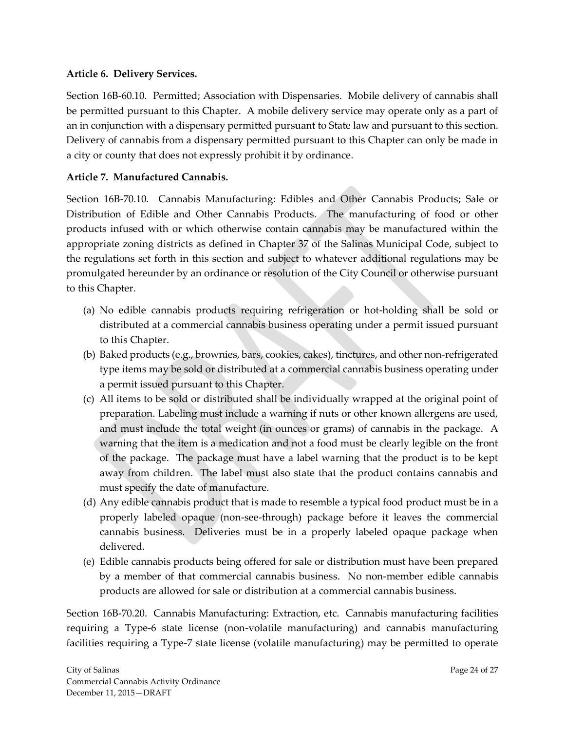**Article 6. Delivery Services.**

Section 16B-60.10. Permitted; Association with Dispensaries. Mobile delivery of cannabis shall be permitted pursuant to this Chapter. A mobile delivery service may operate only as a part of an in conjunction with a dispensary permitted pursuant to State law and pursuant to this section. Delivery of cannabis from a dispensary permitted pursuant to this Chapter can only be made in a city or county that does not expressly prohibit it by ordinance.

**Article 7. Manufactured Cannabis.**

Section 16B-70.10. Cannabis Manufacturing: Edibles and Other Cannabis Products; Sale or Distribution of Edible and Other Cannabis Products. The manufacturing of food or other products infused with or which otherwise contain cannabis may be manufactured within the appropriate zoning districts as defined in Chapter 37 of the Salinas Municipal Code, subject to the regulations set forth in this section and subject to whatever additional regulations may be promulgated hereunder by an ordinance or resolution of the City Council or otherwise pursuant to this Chapter.

(a) No edible cannabis products requiring refrigeration or hot-holding shall be sold or distributed at a commercial cannabis business operating under a permit issued pursuant to this Chapter.

(b) Baked products (e.g., brownies, bars, cookies, cakes), tinctures, and other non-refrigerated type items may be sold or distributed at a commercial cannabis business operating under a permit issued pursuant to this Chapter.

(c) All items to be sold or distributed shall be individually wrapped at the original point of preparation. Labeling must include a warning if nuts or other known allergens are used, and must include the total weight (in ounces or grams) of cannabis in the package. A warning that the item is a medication and not a food must be clearly legible on the front of the package. The package must have a label warning that the product is to be kept away from children. The label must also state that the product contains cannabis and must specify the date of manufacture.

(d) Any edible cannabis product that is made to resemble a typical food product must be in a properly labeled opaque (non-see-through) package before it leaves the commercial cannabis business. Deliveries must be in a properly labeled opaque package when delivered.

(e) Edible cannabis products being offered for sale or distribution must have been prepared by a member of that commercial cannabis business. No non-member edible cannabis products are allowed for sale or distribution at a commercial cannabis business.

Section 16B-70.20. Cannabis Manufacturing: Extraction, etc. Cannabis manufacturing facilities requiring a Type-6 state license (non-volatile manufacturing) and cannabis manufacturing facilities requiring a Type-7 state license (volatile manufacturing) may be permitted to operate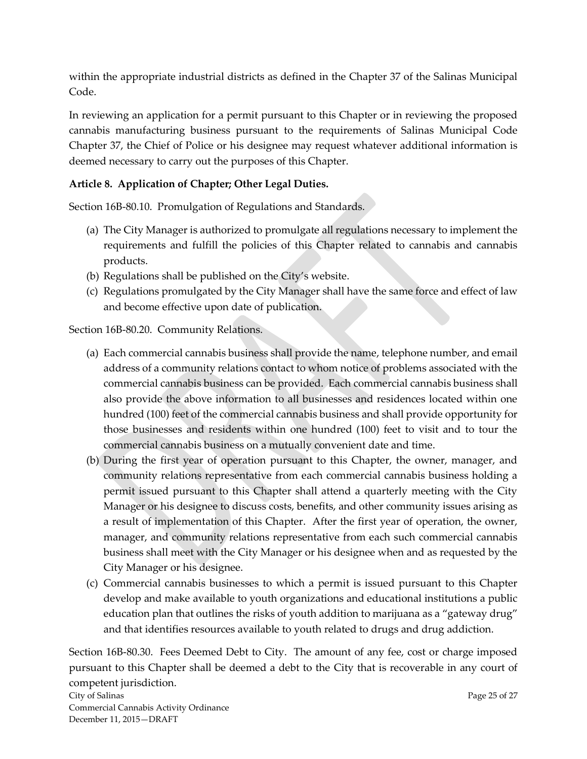within the appropriate industrial districts as defined in the Chapter 37 of the Salinas Municipal Code.

In reviewing an application for a permit pursuant to this Chapter or in reviewing the proposed cannabis manufacturing business pursuant to the requirements of Salinas Municipal Code Chapter 37, the Chief of Police or his designee may request whatever additional information is deemed necessary to carry out the purposes of this Chapter.

**Article 8. Application of Chapter; Other Legal Duties.**

Section 16B-80.10. Promulgation of Regulations and Standards.

(a) The City Manager is authorized to promulgate all regulations necessary to implement the requirements and fulfill the policies of this Chapter related to cannabis and cannabis products.
(b) Regulations shall be published on the City's website.
(c) Regulations promulgated by the City Manager shall have the same force and effect of law and become effective upon date of publication.

Section 16B-80.20. Community Relations.

(a) Each commercial cannabis business shall provide the name, telephone number, and email address of a community relations contact to whom notice of problems associated with the commercial cannabis business can be provided. Each commercial cannabis business shall also provide the above information to all businesses and residences located within one hundred (100) feet of the commercial cannabis business and shall provide opportunity for those businesses and residents within one hundred (100) feet to visit and to tour the commercial cannabis business on a mutually convenient date and time.
(b) During the first year of operation pursuant to this Chapter, the owner, manager, and community relations representative from each commercial cannabis business holding a permit issued pursuant to this Chapter shall attend a quarterly meeting with the City Manager or his designee to discuss costs, benefits, and other community issues arising as a result of implementation of this Chapter. After the first year of operation, the owner, manager, and community relations representative from each such commercial cannabis business shall meet with the City Manager or his designee when and as requested by the City Manager or his designee.
(c) Commercial cannabis businesses to which a permit is issued pursuant to this Chapter develop and make available to youth organizations and educational institutions a public education plan that outlines the risks of youth addition to marijuana as a "gateway drug" and that identifies resources available to youth related to drugs and drug addiction.

Section 16B-80.30. Fees Deemed Debt to City. The amount of any fee, cost or charge imposed pursuant to this Chapter shall be deemed a debt to the City that is recoverable in any court of competent jurisdiction.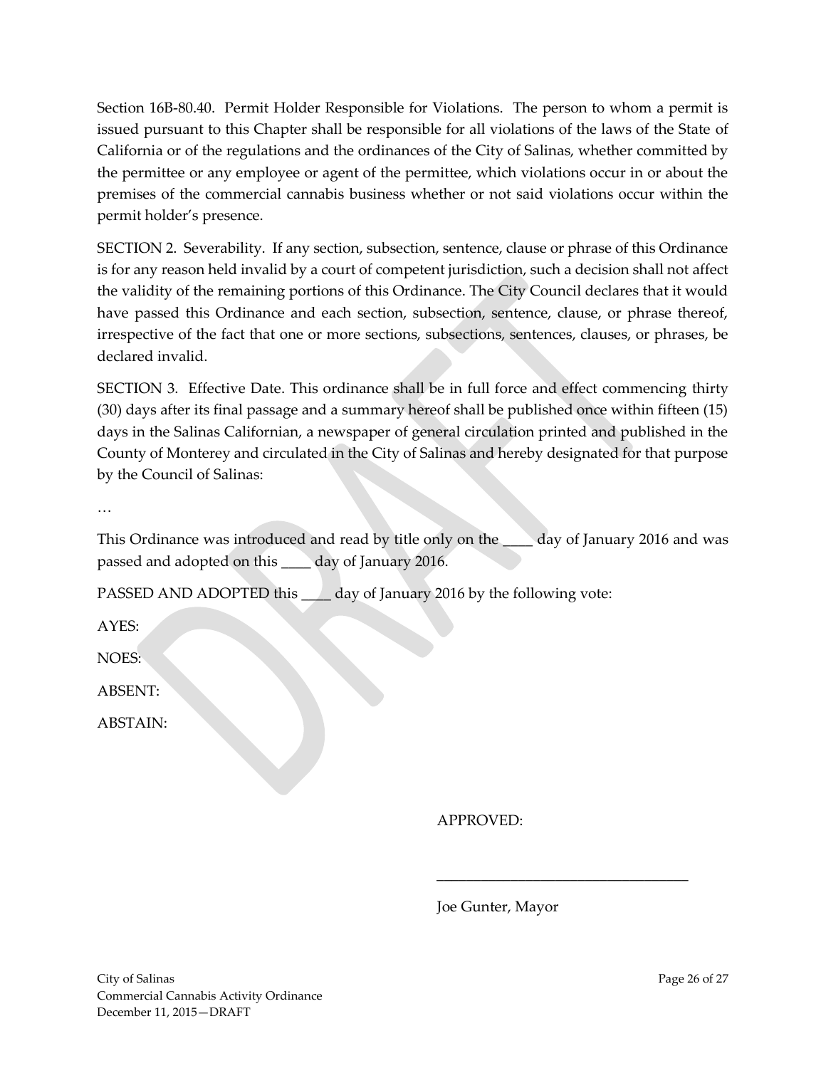Section 16B-80.40. Permit Holder Responsible for Violations. The person to whom a permit is issued pursuant to this Chapter shall be responsible for all violations of the laws of the State of California or of the regulations and the ordinances of the City of Salinas, whether committed by the permittee or any employee or agent of the permittee, which violations occur in or about the premises of the commercial cannabis business whether or not said violations occur within the permit holder's presence.

SECTION 2. Severability. If any section, subsection, sentence, clause or phrase of this Ordinance is for any reason held invalid by a court of competent jurisdiction, such a decision shall not affect the validity of the remaining portions of this Ordinance. The City Council declares that it would have passed this Ordinance and each section, subsection, sentence, clause, or phrase thereof, irrespective of the fact that one or more sections, subsections, sentences, clauses, or phrases, be declared invalid.

SECTION 3. Effective Date. This ordinance shall be in full force and effect commencing thirty (30) days after its final passage and a summary hereof shall be published once within fifteen (15) days in the Salinas Californian, a newspaper of general circulation printed and published in the County of Monterey and circulated in the City of Salinas and hereby designated for that purpose by the Council of Salinas:

…

This Ordinance was introduced and read by title only on the ____ day of January 2016 and was passed and adopted on this ____ day of January 2016.

PASSED AND ADOPTED this ____ day of January 2016 by the following vote:

AYES:

NOES:

ABSENT:

ABSTAIN:

APPROVED:

\_\_\_\_\_\_\_\_\_\_\_\_\_\_\_\_\_\_\_\_\_\_\_\_\_\_\_\_\_\_\_\_\_\_

Joe Gunter, Mayor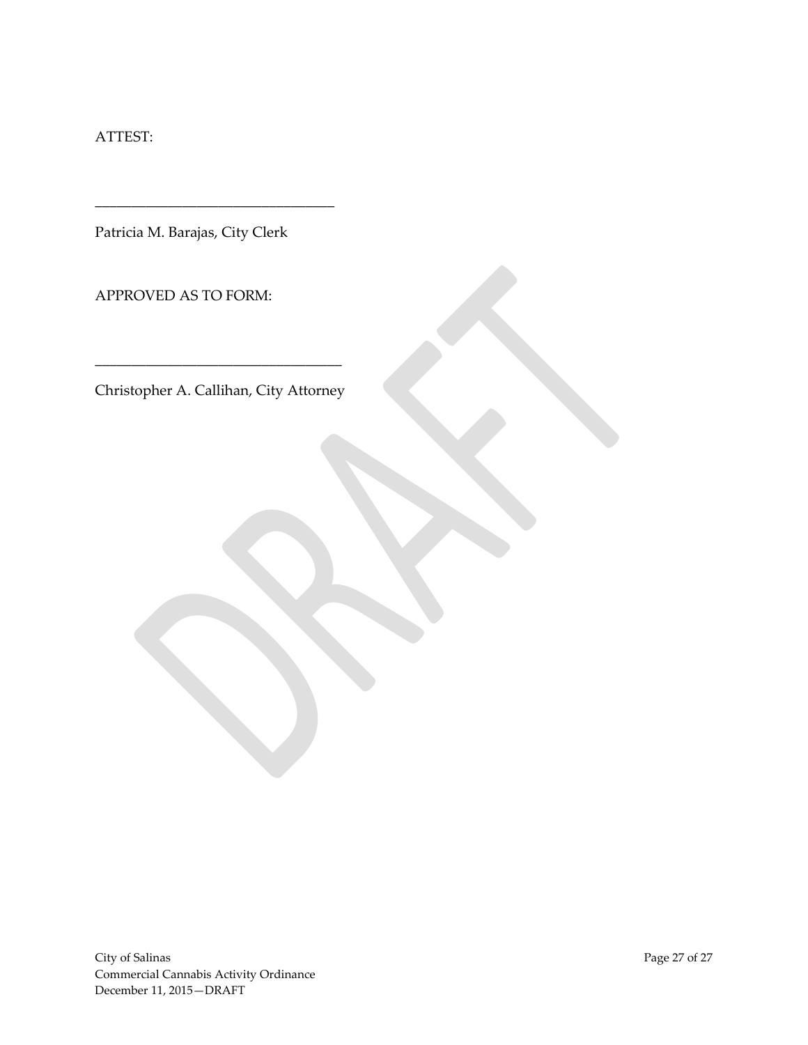ATTEST:

________________________________

Patricia M. Barajas, City Clerk

APPROVED AS TO FORM:

________________________________

Christopher A. Callihan, City Attorney